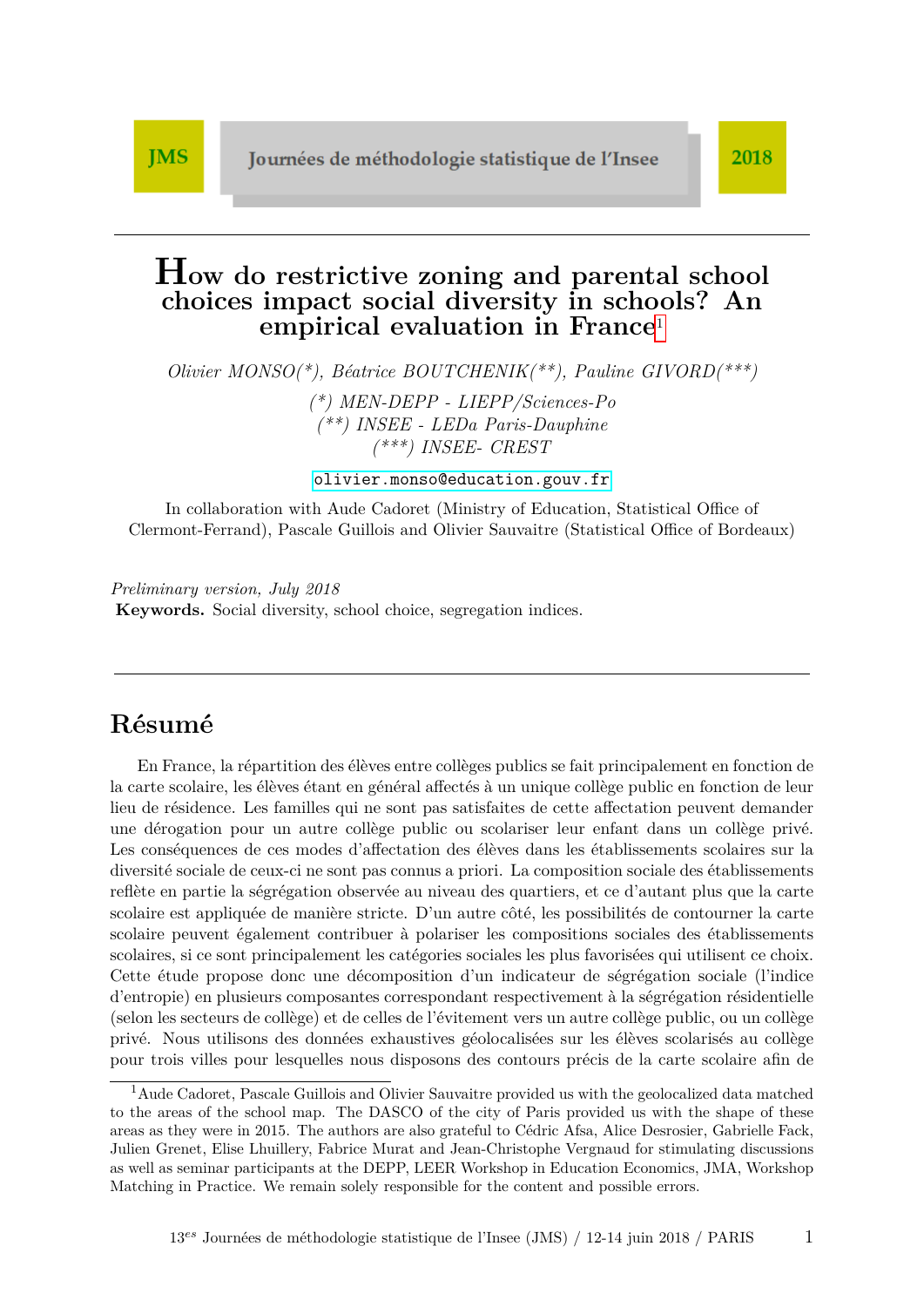# How do restrictive zoning and parental school choices impact social diversity in schools? An empirical evaluation in France[1]

*Olivier MONSO(\*), Béatrice BOUTCHENIK(\*\*), Pauline GIVORD(\*\*\*)*

*(\*) MEN-DEPP - LIEPP/Sciences-Po*
*(\*\*) INSEE - LEDa Paris-Dauphine*
*(\*\*\*) INSEE- CREST*

olivier.monso@education.gouv.fr

In collaboration with Aude Cadoret (Ministry of Education, Statistical Office of Clermont-Ferrand), Pascale Guillois and Olivier Sauvaitre (Statistical Office of Bordeaux)

*Preliminary version, July 2018*

**Keywords.** Social diversity, school choice, segregation indices.

## Résumé

En France, la répartition des élèves entre collèges publics se fait principalement en fonction de la carte scolaire, les élèves étant en général affectés à un unique collège public en fonction de leur lieu de résidence. Les familles qui ne sont pas satisfaites de cette affectation peuvent demander une dérogation pour un autre collège public ou scolariser leur enfant dans un collège privé. Les conséquences de ces modes d'affectation des élèves dans les établissements scolaires sur la diversité sociale de ceux-ci ne sont pas connus a priori. La composition sociale des établissements reflète en partie la ségrégation observée au niveau des quartiers, et ce d'autant plus que la carte scolaire est appliquée de manière stricte. D'un autre côté, les possibilités de contourner la carte scolaire peuvent également contribuer à polariser les compositions sociales des établissements scolaires, si ce sont principalement les catégories sociales les plus favorisées qui utilisent ce choix. Cette étude propose donc une décomposition d'un indicateur de ségrégation sociale (l'indice d'entropie) en plusieurs composantes correspondant respectivement à la ségrégation résidentielle (selon les secteurs de collège) et de celles de l'évitement vers un autre collège public, ou un collège privé. Nous utilisons des données exhaustives géolocalisées sur les élèves scolarisés au collège pour trois villes pour lesquelles nous disposons des contours précis de la carte scolaire afin de

---

[1] Aude Cadoret, Pascale Guillois and Olivier Sauvaitre provided us with the geolocalized data matched to the areas of the school map. The DASCO of the city of Paris provided us with the shape of these areas as they were in 2015. The authors are also grateful to Cédric Afsa, Alice Desrosier, Gabrielle Fack, Julien Grenet, Elise Lhuillery, Fabrice Murat and Jean-Christophe Vergnaud for stimulating discussions as well as seminar participants at the DEPP, LEER Workshop in Education Economics, JMA, Workshop Matching in Practice. We remain solely responsible for the content and possible errors.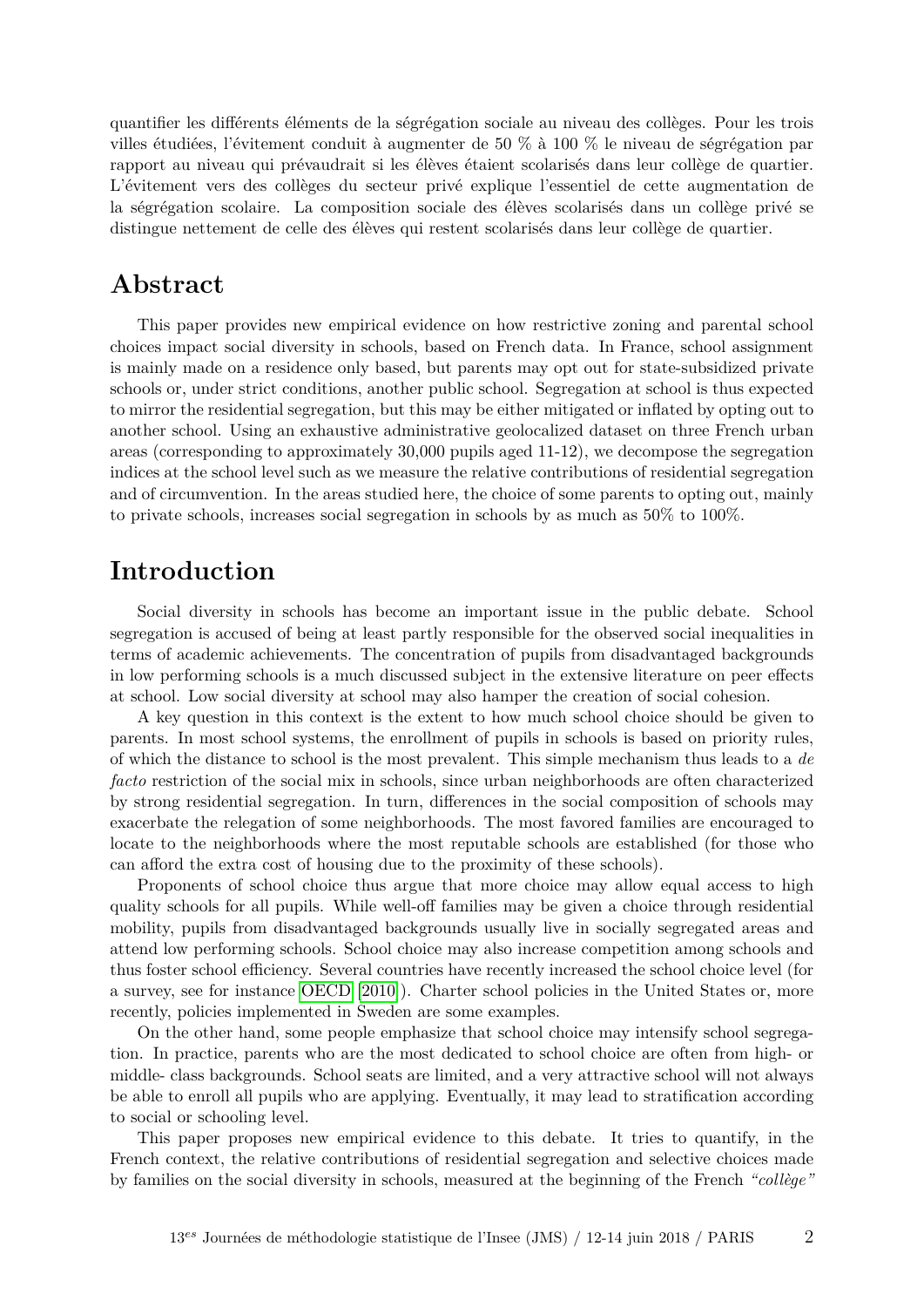quantifier les différents éléments de la ségrégation sociale au niveau des collèges. Pour les trois villes étudiées, l'évitement conduit à augmenter de 50 % à 100 % le niveau de ségrégation par rapport au niveau qui prévaudrait si les élèves étaient scolarisés dans leur collège de quartier. L'évitement vers des collèges du secteur privé explique l'essentiel de cette augmentation de la ségrégation scolaire. La composition sociale des élèves scolarisés dans un collège privé se distingue nettement de celle des élèves qui restent scolarisés dans leur collège de quartier.

## Abstract

This paper provides new empirical evidence on how restrictive zoning and parental school choices impact social diversity in schools, based on French data. In France, school assignment is mainly made on a residence only based, but parents may opt out for state-subsidized private schools or, under strict conditions, another public school. Segregation at school is thus expected to mirror the residential segregation, but this may be either mitigated or inflated by opting out to another school. Using an exhaustive administrative geolocalized dataset on three French urban areas (corresponding to approximately 30,000 pupils aged 11-12), we decompose the segregation indices at the school level such as we measure the relative contributions of residential segregation and of circumvention. In the areas studied here, the choice of some parents to opting out, mainly to private schools, increases social segregation in schools by as much as 50% to 100%.

## Introduction

Social diversity in schools has become an important issue in the public debate. School segregation is accused of being at least partly responsible for the observed social inequalities in terms of academic achievements. The concentration of pupils from disadvantaged backgrounds in low performing schools is a much discussed subject in the extensive literature on peer effects at school. Low social diversity at school may also hamper the creation of social cohesion.

A key question in this context is the extent to how much school choice should be given to parents. In most school systems, the enrollment of pupils in schools is based on priority rules, of which the distance to school is the most prevalent. This simple mechanism thus leads to a *de facto* restriction of the social mix in schools, since urban neighborhoods are often characterized by strong residential segregation. In turn, differences in the social composition of schools may exacerbate the relegation of some neighborhoods. The most favored families are encouraged to locate to the neighborhoods where the most reputable schools are established (for those who can afford the extra cost of housing due to the proximity of these schools).

Proponents of school choice thus argue that more choice may allow equal access to high quality schools for all pupils. While well-off families may be given a choice through residential mobility, pupils from disadvantaged backgrounds usually live in socially segregated areas and attend low performing schools. School choice may also increase competition among schools and thus foster school efficiency. Several countries have recently increased the school choice level (for a survey, see for instance OECD [2010]). Charter school policies in the United States or, more recently, policies implemented in Sweden are some examples.

On the other hand, some people emphasize that school choice may intensify school segregation. In practice, parents who are the most dedicated to school choice are often from high- or middle- class backgrounds. School seats are limited, and a very attractive school will not always be able to enroll all pupils who are applying. Eventually, it may lead to stratification according to social or schooling level.

This paper proposes new empirical evidence to this debate. It tries to quantify, in the French context, the relative contributions of residential segregation and selective choices made by families on the social diversity in schools, measured at the beginning of the French *"collège"*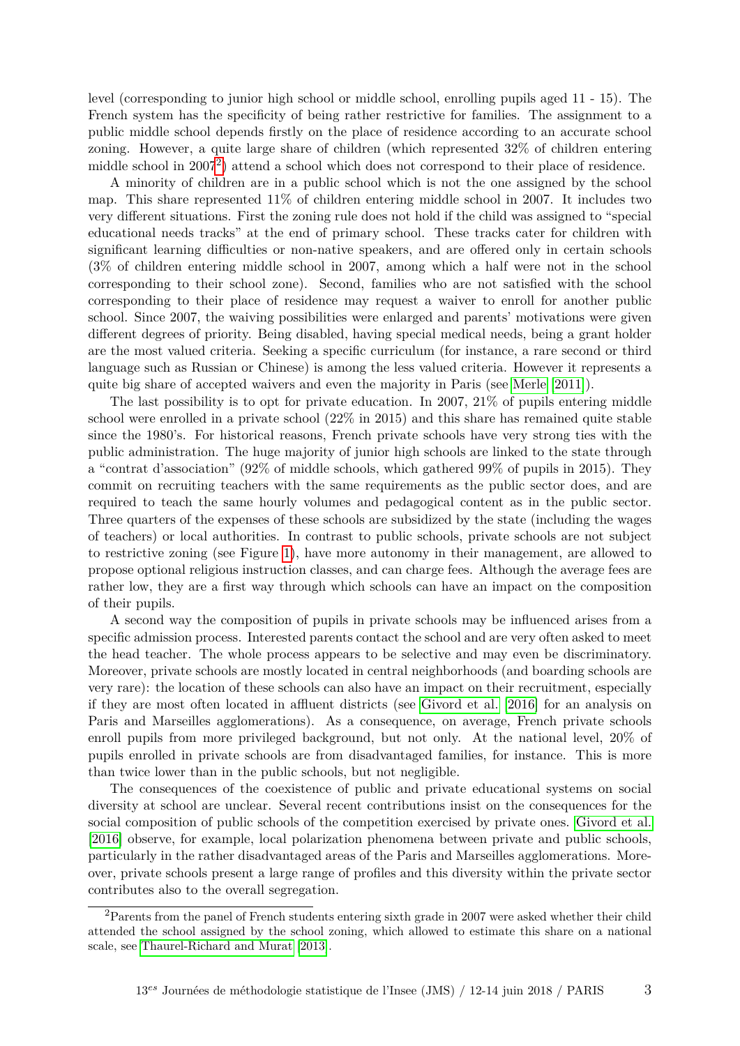level (corresponding to junior high school or middle school, enrolling pupils aged 11 - 15). The French system has the specificity of being rather restrictive for families. The assignment to a public middle school depends firstly on the place of residence according to an accurate school zoning. However, a quite large share of children (which represented 32% of children entering middle school in 2007[2]) attend a school which does not correspond to their place of residence.

A minority of children are in a public school which is not the one assigned by the school map. This share represented 11% of children entering middle school in 2007. It includes two very different situations. First the zoning rule does not hold if the child was assigned to "special educational needs tracks" at the end of primary school. These tracks cater for children with significant learning difficulties or non-native speakers, and are offered only in certain schools (3% of children entering middle school in 2007, among which a half were not in the school corresponding to their school zone). Second, families who are not satisfied with the school corresponding to their place of residence may request a waiver to enroll for another public school. Since 2007, the waiving possibilities were enlarged and parents' motivations were given different degrees of priority. Being disabled, having special medical needs, being a grant holder are the most valued criteria. Seeking a specific curriculum (for instance, a rare second or third language such as Russian or Chinese) is among the less valued criteria. However it represents a quite big share of accepted waivers and even the majority in Paris (see Merle [2011]).

The last possibility is to opt for private education. In 2007, 21% of pupils entering middle school were enrolled in a private school (22% in 2015) and this share has remained quite stable since the 1980's. For historical reasons, French private schools have very strong ties with the public administration. The huge majority of junior high schools are linked to the state through a "contrat d'association" (92% of middle schools, which gathered 99% of pupils in 2015). They commit on recruiting teachers with the same requirements as the public sector does, and are required to teach the same hourly volumes and pedagogical content as in the public sector. Three quarters of the expenses of these schools are subsidized by the state (including the wages of teachers) or local authorities. In contrast to public schools, private schools are not subject to restrictive zoning (see Figure 1), have more autonomy in their management, are allowed to propose optional religious instruction classes, and can charge fees. Although the average fees are rather low, they are a first way through which schools can have an impact on the composition of their pupils.

A second way the composition of pupils in private schools may be influenced arises from a specific admission process. Interested parents contact the school and are very often asked to meet the head teacher. The whole process appears to be selective and may even be discriminatory. Moreover, private schools are mostly located in central neighborhoods (and boarding schools are very rare): the location of these schools can also have an impact on their recruitment, especially if they are most often located in affluent districts (see Givord et al. [2016] for an analysis on Paris and Marseilles agglomerations). As a consequence, on average, French private schools enroll pupils from more privileged background, but not only. At the national level, 20% of pupils enrolled in private schools are from disadvantaged families, for instance. This is more than twice lower than in the public schools, but not negligible.

The consequences of the coexistence of public and private educational systems on social diversity at school are unclear. Several recent contributions insist on the consequences for the social composition of public schools of the competition exercised by private ones. Givord et al. [2016] observe, for example, local polarization phenomena between private and public schools, particularly in the rather disadvantaged areas of the Paris and Marseilles agglomerations. Moreover, private schools present a large range of profiles and this diversity within the private sector contributes also to the overall segregation.

[2] Parents from the panel of French students entering sixth grade in 2007 were asked whether their child attended the school assigned by the school zoning, which allowed to estimate this share on a national scale, see Thaurel-Richard and Murat [2013].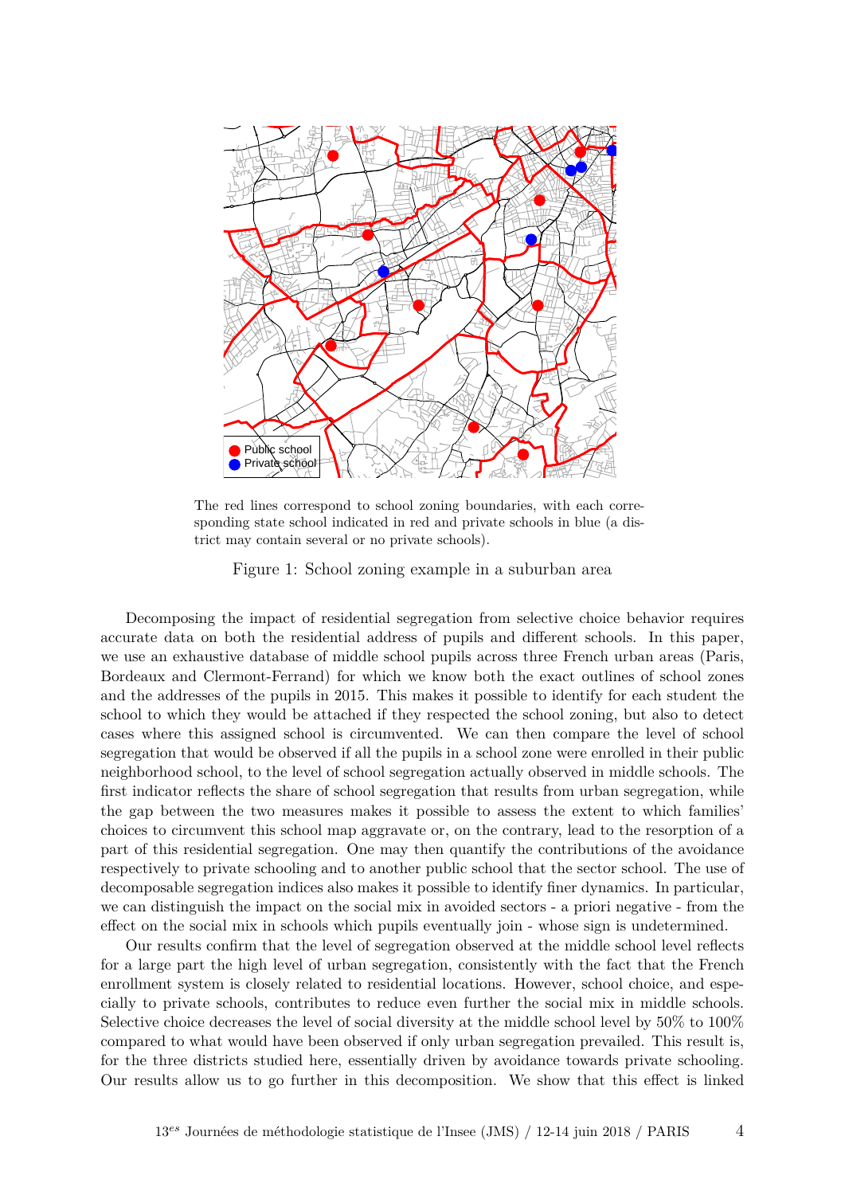The red lines correspond to school zoning boundaries, with each corresponding state school indicated in red and private schools in blue (a district may contain several or no private schools).

Figure 1: School zoning example in a suburban area

Decomposing the impact of residential segregation from selective choice behavior requires accurate data on both the residential address of pupils and different schools. In this paper, we use an exhaustive database of middle school pupils across three French urban areas (Paris, Bordeaux and Clermont-Ferrand) for which we know both the exact outlines of school zones and the addresses of the pupils in 2015. This makes it possible to identify for each student the school to which they would be attached if they respected the school zoning, but also to detect cases where this assigned school is circumvented. We can then compare the level of school segregation that would be observed if all the pupils in a school zone were enrolled in their public neighborhood school, to the level of school segregation actually observed in middle schools. The first indicator reflects the share of school segregation that results from urban segregation, while the gap between the two measures makes it possible to assess the extent to which families' choices to circumvent this school map aggravate or, on the contrary, lead to the resorption of a part of this residential segregation. One may then quantify the contributions of the avoidance respectively to private schooling and to another public school that the sector school. The use of decomposable segregation indices also makes it possible to identify finer dynamics. In particular, we can distinguish the impact on the social mix in avoided sectors - a priori negative - from the effect on the social mix in schools which pupils eventually join - whose sign is undetermined.

Our results confirm that the level of segregation observed at the middle school level reflects for a large part the high level of urban segregation, consistently with the fact that the French enrollment system is closely related to residential locations. However, school choice, and especially to private schools, contributes to reduce even further the social mix in middle schools. Selective choice decreases the level of social diversity at the middle school level by 50% to 100% compared to what would have been observed if only urban segregation prevailed. This result is, for the three districts studied here, essentially driven by avoidance towards private schooling. Our results allow us to go further in this decomposition. We show that this effect is linked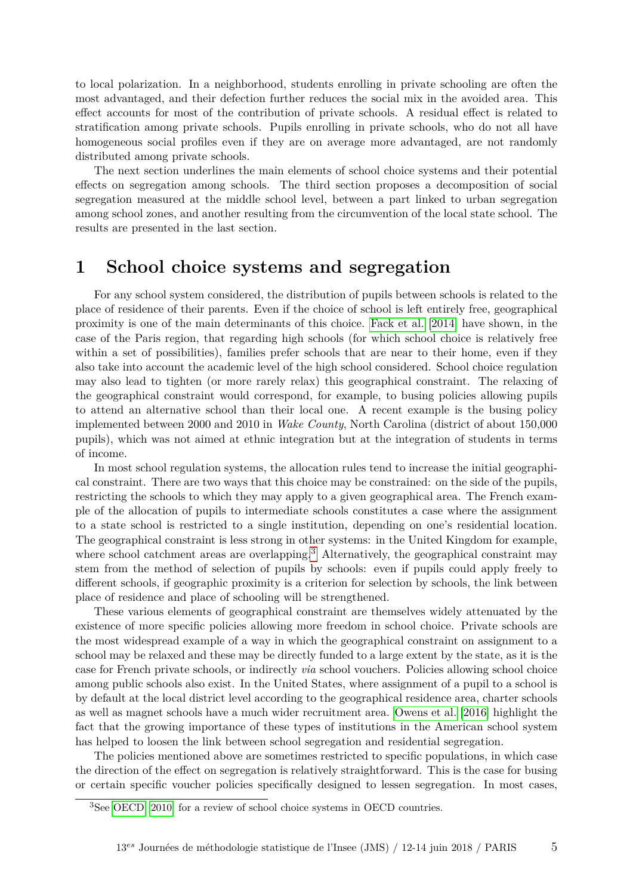to local polarization. In a neighborhood, students enrolling in private schooling are often the most advantaged, and their defection further reduces the social mix in the avoided area. This effect accounts for most of the contribution of private schools. A residual effect is related to stratification among private schools. Pupils enrolling in private schools, who do not all have homogeneous social profiles even if they are on average more advantaged, are not randomly distributed among private schools.

The next section underlines the main elements of school choice systems and their potential effects on segregation among schools. The third section proposes a decomposition of social segregation measured at the middle school level, between a part linked to urban segregation among school zones, and another resulting from the circumvention of the local state school. The results are presented in the last section.

# 1 School choice systems and segregation

For any school system considered, the distribution of pupils between schools is related to the place of residence of their parents. Even if the choice of school is left entirely free, geographical proximity is one of the main determinants of this choice. Fack et al. [2014] have shown, in the case of the Paris region, that regarding high schools (for which school choice is relatively free within a set of possibilities), families prefer schools that are near to their home, even if they also take into account the academic level of the high school considered. School choice regulation may also lead to tighten (or more rarely relax) this geographical constraint. The relaxing of the geographical constraint would correspond, for example, to busing policies allowing pupils to attend an alternative school than their local one. A recent example is the busing policy implemented between 2000 and 2010 in *Wake County*, North Carolina (district of about 150,000 pupils), which was not aimed at ethnic integration but at the integration of students in terms of income.

In most school regulation systems, the allocation rules tend to increase the initial geographical constraint. There are two ways that this choice may be constrained: on the side of the pupils, restricting the schools to which they may apply to a given geographical area. The French example of the allocation of pupils to intermediate schools constitutes a case where the assignment to a state school is restricted to a single institution, depending on one's residential location. The geographical constraint is less strong in other systems: in the United Kingdom for example, where school catchment areas are overlapping.[3] Alternatively, the geographical constraint may stem from the method of selection of pupils by schools: even if pupils could apply freely to different schools, if geographic proximity is a criterion for selection by schools, the link between place of residence and place of schooling will be strengthened.

These various elements of geographical constraint are themselves widely attenuated by the existence of more specific policies allowing more freedom in school choice. Private schools are the most widespread example of a way in which the geographical constraint on assignment to a school may be relaxed and these may be directly funded to a large extent by the state, as it is the case for French private schools, or indirectly *via* school vouchers. Policies allowing school choice among public schools also exist. In the United States, where assignment of a pupil to a school is by default at the local district level according to the geographical residence area, charter schools as well as magnet schools have a much wider recruitment area. Owens et al. [2016] highlight the fact that the growing importance of these types of institutions in the American school system has helped to loosen the link between school segregation and residential segregation.

The policies mentioned above are sometimes restricted to specific populations, in which case the direction of the effect on segregation is relatively straightforward. This is the case for busing or certain specific voucher policies specifically designed to lessen segregation. In most cases,

[3] See OECD [2010] for a review of school choice systems in OECD countries.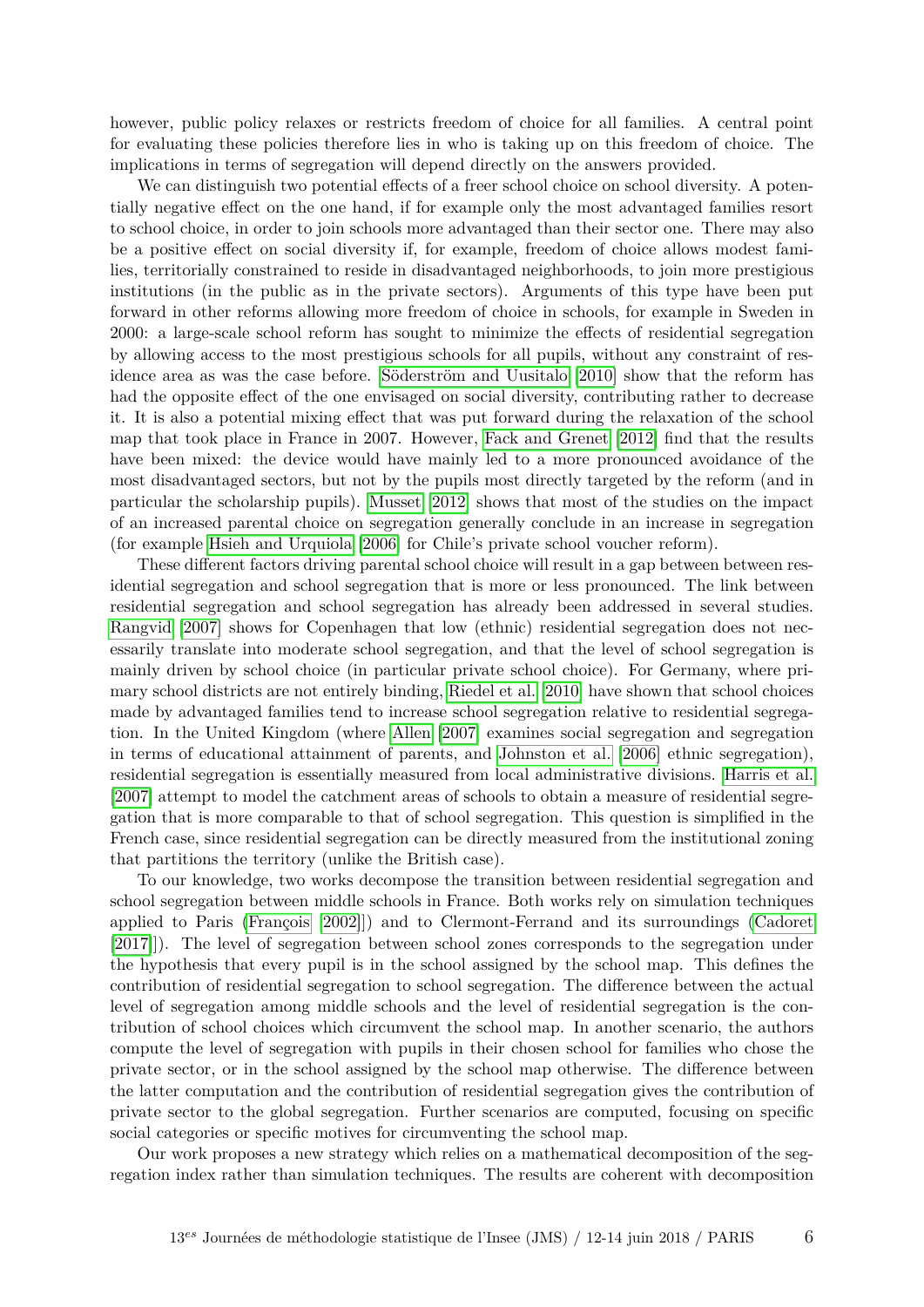however, public policy relaxes or restricts freedom of choice for all families. A central point for evaluating these policies therefore lies in who is taking up on this freedom of choice. The implications in terms of segregation will depend directly on the answers provided.

We can distinguish two potential effects of a freer school choice on school diversity. A potentially negative effect on the one hand, if for example only the most advantaged families resort to school choice, in order to join schools more advantaged than their sector one. There may also be a positive effect on social diversity if, for example, freedom of choice allows modest families, territorially constrained to reside in disadvantaged neighborhoods, to join more prestigious institutions (in the public as in the private sectors). Arguments of this type have been put forward in other reforms allowing more freedom of choice in schools, for example in Sweden in 2000: a large-scale school reform has sought to minimize the effects of residential segregation by allowing access to the most prestigious schools for all pupils, without any constraint of residence area as was the case before. Söderström and Uusitalo [2010] show that the reform has had the opposite effect of the one envisaged on social diversity, contributing rather to decrease it. It is also a potential mixing effect that was put forward during the relaxation of the school map that took place in France in 2007. However, Fack and Grenet [2012] find that the results have been mixed: the device would have mainly led to a more pronounced avoidance of the most disadvantaged sectors, but not by the pupils most directly targeted by the reform (and in particular the scholarship pupils). Musset [2012] shows that most of the studies on the impact of an increased parental choice on segregation generally conclude in an increase in segregation (for example Hsieh and Urquiola [2006] for Chile's private school voucher reform).

These different factors driving parental school choice will result in a gap between between residential segregation and school segregation that is more or less pronounced. The link between residential segregation and school segregation has already been addressed in several studies. Rangvid [2007] shows for Copenhagen that low (ethnic) residential segregation does not necessarily translate into moderate school segregation, and that the level of school segregation is mainly driven by school choice (in particular private school choice). For Germany, where primary school districts are not entirely binding, Riedel et al. [2010] have shown that school choices made by advantaged families tend to increase school segregation relative to residential segregation. In the United Kingdom (where Allen [2007] examines social segregation and segregation in terms of educational attainment of parents, and Johnston et al. [2006] ethnic segregation), residential segregation is essentially measured from local administrative divisions. Harris et al. [2007] attempt to model the catchment areas of schools to obtain a measure of residential segregation that is more comparable to that of school segregation. This question is simplified in the French case, since residential segregation can be directly measured from the institutional zoning that partitions the territory (unlike the British case).

To our knowledge, two works decompose the transition between residential segregation and school segregation between middle schools in France. Both works rely on simulation techniques applied to Paris (François [2002]]) and to Clermont-Ferrand and its surroundings (Cadoret [2017]]). The level of segregation between school zones corresponds to the segregation under the hypothesis that every pupil is in the school assigned by the school map. This defines the contribution of residential segregation to school segregation. The difference between the actual level of segregation among middle schools and the level of residential segregation is the contribution of school choices which circumvent the school map. In another scenario, the authors compute the level of segregation with pupils in their chosen school for families who chose the private sector, or in the school assigned by the school map otherwise. The difference between the latter computation and the contribution of residential segregation gives the contribution of private sector to the global segregation. Further scenarios are computed, focusing on specific social categories or specific motives for circumventing the school map.

Our work proposes a new strategy which relies on a mathematical decomposition of the segregation index rather than simulation techniques. The results are coherent with decomposition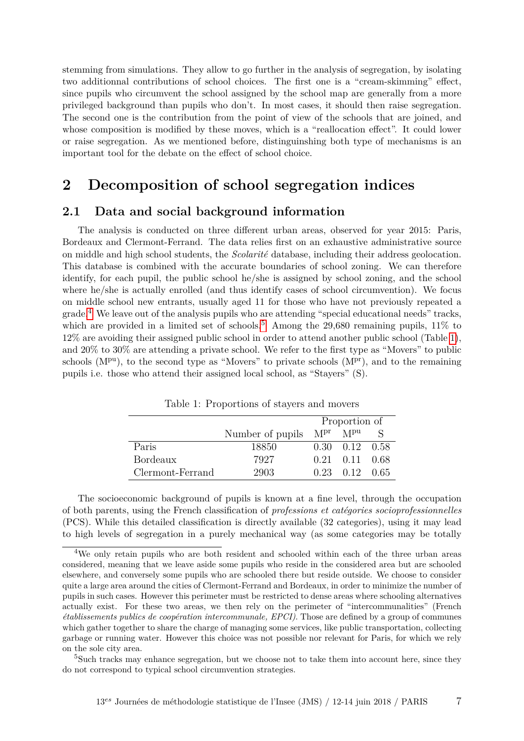stemming from simulations. They allow to go further in the analysis of segregation, by isolating two additionnal contributions of school choices. The first one is a "cream-skimming" effect, since pupils who circumvent the school assigned by the school map are generally from a more privileged background than pupils who don't. In most cases, it should then raise segregation. The second one is the contribution from the point of view of the schools that are joined, and whose composition is modified by these moves, which is a "reallocation effect". It could lower or raise segregation. As we mentioned before, distinguinshing both type of mechanisms is an important tool for the debate on the effect of school choice.

## 2 Decomposition of school segregation indices

### 2.1 Data and social background information

The analysis is conducted on three different urban areas, observed for year 2015: Paris, Bordeaux and Clermont-Ferrand. The data relies first on an exhaustive administrative source on middle and high school students, the *Scolarité* database, including their address geolocation. This database is combined with the accurate boundaries of school zoning. We can therefore identify, for each pupil, the public school he/she is assigned by school zoning, and the school where he/she is actually enrolled (and thus identify cases of school circumvention). We focus on middle school new entrants, usually aged 11 for those who have not previously repeated a grade.[4] We leave out of the analysis pupils who are attending "special educational needs" tracks, which are provided in a limited set of schools.[5] Among the 29,680 remaining pupils, 11% to 12% are avoiding their assigned public school in order to attend another public school (Table 1), and 20% to 30% are attending a private school. We refer to the first type as "Movers" to public schools ($M^{pu}$), to the second type as "Movers" to private schools ($M^{pr}$), and to the remaining pupils i.e. those who attend their assigned local school, as "Stayers" (S).

Table 1: Proportions of stayers and movers

| | | Proportion of | | |
|---|---|---|---|---|
| | Number of pupils | $M^{pr}$ | $M^{pu}$ | S |
| Paris | 18850 | 0.30 | 0.12 | 0.58 |
| Bordeaux | 7927 | 0.21 | 0.11 | 0.68 |
| Clermont-Ferrand | 2903 | 0.23 | 0.12 | 0.65 |

The socioeconomic background of pupils is known at a fine level, through the occupation of both parents, using the French classification of *professions et catégories socioprofessionnelles* (PCS). While this detailed classification is directly available (32 categories), using it may lead to high levels of segregation in a purely mechanical way (as some categories may be totally

[4] We only retain pupils who are both resident and schooled within each of the three urban areas considered, meaning that we leave aside some pupils who reside in the considered area but are schooled elsewhere, and conversely some pupils who are schooled there but reside outside. We choose to consider quite a large area around the cities of Clermont-Ferrand and Bordeaux, in order to minimize the number of pupils in such cases. However this perimeter must be restricted to dense areas where schooling alternatives actually exist. For these two areas, we then rely on the perimeter of "intercommunalities" (French *établissements publics de coopération intercommunale, EPCI).* Those are defined by a group of communes which gather together to share the charge of managing some services, like public transportation, collecting garbage or running water. However this choice was not possible nor relevant for Paris, for which we rely on the sole city area.

[5] Such tracks may enhance segregation, but we choose not to take them into account here, since they do not correspond to typical school circumvention strategies.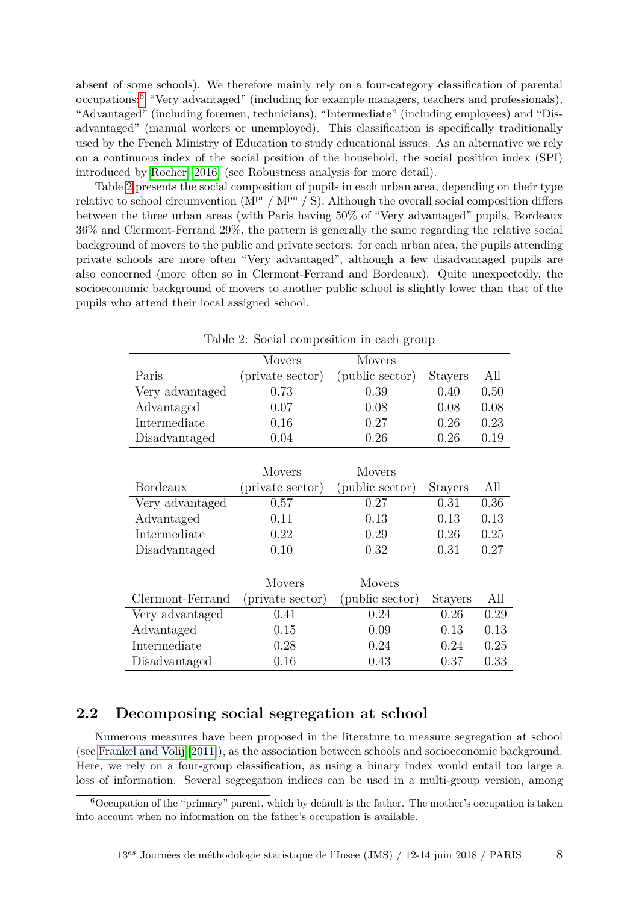absent of some schools). We therefore mainly rely on a four-category classification of parental occupations:[6] "Very advantaged" (including for example managers, teachers and professionals), "Advantaged" (including foremen, technicians), "Intermediate" (including employees) and "Disadvantaged" (manual workers or unemployed). This classification is specifically traditionally used by the French Ministry of Education to study educational issues. As an alternative we rely on a continuous index of the social position of the household, the social position index (SPI) introduced by Rocher [2016] (see Robustness analysis for more detail).

Table 2 presents the social composition of pupils in each urban area, depending on their type relative to school circumvention ($M^{pr}$ / $M^{pu}$ / S). Although the overall social composition differs between the three urban areas (with Paris having 50% of "Very advantaged" pupils, Bordeaux 36% and Clermont-Ferrand 29%, the pattern is generally the same regarding the relative social background of movers to the public and private sectors: for each urban area, the pupils attending private schools are more often "Very advantaged", although a few disadvantaged pupils are also concerned (more often so in Clermont-Ferrand and Bordeaux). Quite unexpectedly, the socioeconomic background of movers to another public school is slightly lower than that of the pupils who attend their local assigned school.

Table 2: Social composition in each group

| Paris | Movers (private sector) | Movers (public sector) | Stayers | All |
|---|---|---|---|---|
| Very advantaged | 0.73 | 0.39 | 0.40 | 0.50 |
| Advantaged | 0.07 | 0.08 | 0.08 | 0.08 |
| Intermediate | 0.16 | 0.27 | 0.26 | 0.23 |
| Disadvantaged | 0.04 | 0.26 | 0.26 | 0.19 |

| Bordeaux | Movers (private sector) | Movers (public sector) | Stayers | All |
|---|---|---|---|---|
| Very advantaged | 0.57 | 0.27 | 0.31 | 0.36 |
| Advantaged | 0.11 | 0.13 | 0.13 | 0.13 |
| Intermediate | 0.22 | 0.29 | 0.26 | 0.25 |
| Disadvantaged | 0.10 | 0.32 | 0.31 | 0.27 |

| Clermont-Ferrand | Movers (private sector) | Movers (public sector) | Stayers | All |
|---|---|---|---|---|
| Very advantaged | 0.41 | 0.24 | 0.26 | 0.29 |
| Advantaged | 0.15 | 0.09 | 0.13 | 0.13 |
| Intermediate | 0.28 | 0.24 | 0.24 | 0.25 |
| Disadvantaged | 0.16 | 0.43 | 0.37 | 0.33 |

## 2.2 Decomposing social segregation at school

Numerous measures have been proposed in the literature to measure segregation at school (see Frankel and Volij [2011]), as the association between schools and socioeconomic background. Here, we rely on a four-group classification, as using a binary index would entail too large a loss of information. Several segregation indices can be used in a multi-group version, among

[6] Occupation of the "primary" parent, which by default is the father. The mother's occupation is taken into account when no information on the father's occupation is available.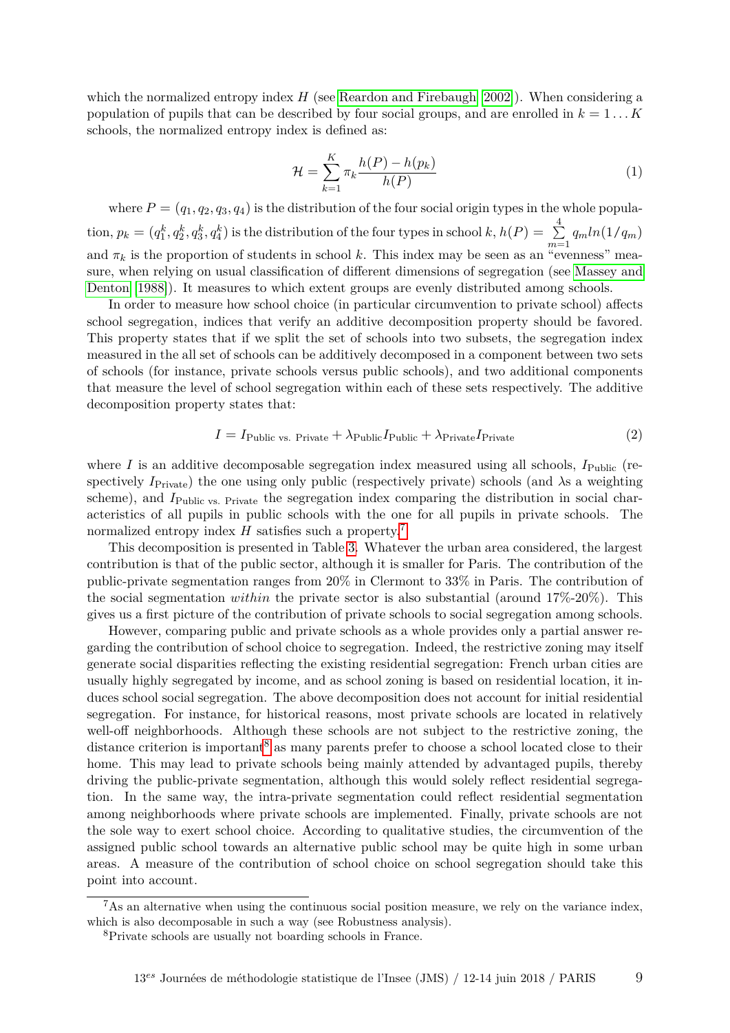which the normalized entropy index $H$ (see Reardon and Firebaugh (2002)). When considering a population of pupils that can be described by four social groups, and are enrolled in $k = 1 \dots K$ schools, the normalized entropy index is defined as:

$$\mathcal{H} = \sum_{k=1}^{K} \pi_k \frac{h(P) - h(p_k)}{h(P)} \tag{1}$$

where $P = (q_1, q_2, q_3, q_4)$ is the distribution of the four social origin types in the whole population, $p_k = (q_1^k, q_2^k, q_3^k, q_4^k)$ is the distribution of the four types in school $k$, $h(P) = \sum_{m=1}^{4} q_m ln(1/q_m)$ and $\pi_k$ is the proportion of students in school $k$. This index may be seen as an "evenness" measure, when relying on usual classification of different dimensions of segregation (see Massey and Denton (1988)). It measures to which extent groups are evenly distributed among schools.

In order to measure how school choice (in particular circumvention to private school) affects school segregation, indices that verify an additive decomposition property should be favored. This property states that if we split the set of schools into two subsets, the segregation index measured in the all set of schools can be additively decomposed in a component between two sets of schools (for instance, private schools versus public schools), and two additional components that measure the level of school segregation within each of these sets respectively. The additive decomposition property states that:

$$I = I_{\text{Public vs. Private}} + \lambda_{\text{Public}} I_{\text{Public}} + \lambda_{\text{Private}} I_{\text{Private}} \tag{2}$$

where $I$ is an additive decomposable segregation index measured using all schools, $I_{\text{Public}}$ (respectively $I_{\text{Private}}$) the one using only public (respectively private) schools (and $\lambda$s a weighting scheme), and $I_{\text{Public vs. Private}}$ the segregation index comparing the distribution in social characteristics of all pupils in public schools with the one for all pupils in private schools. The normalized entropy index $H$ satisfies such a property.[7]

This decomposition is presented in Table 3. Whatever the urban area considered, the largest contribution is that of the public sector, although it is smaller for Paris. The contribution of the public-private segmentation ranges from 20% in Clermont to 33% in Paris. The contribution of the social segmentation *within* the private sector is also substantial (around 17%-20%). This gives us a first picture of the contribution of private schools to social segregation among schools.

However, comparing public and private schools as a whole provides only a partial answer regarding the contribution of school choice to segregation. Indeed, the restrictive zoning may itself generate social disparities reflecting the existing residential segregation: French urban cities are usually highly segregated by income, and as school zoning is based on residential location, it induces school social segregation. The above decomposition does not account for initial residential segregation. For instance, for historical reasons, most private schools are located in relatively well-off neighborhoods. Although these schools are not subject to the restrictive zoning, the distance criterion is important[8] as many parents prefer to choose a school located close to their home. This may lead to private schools being mainly attended by advantaged pupils, thereby driving the public-private segmentation, although this would solely reflect residential segregation. In the same way, the intra-private segmentation could reflect residential segmentation among neighborhoods where private schools are implemented. Finally, private schools are not the sole way to exert school choice. According to qualitative studies, the circumvention of the assigned public school towards an alternative public school may be quite high in some urban areas. A measure of the contribution of school choice on school segregation should take this point into account.

[7] As an alternative when using the continuous social position measure, we rely on the variance index, which is also decomposable in such a way (see Robustness analysis).

[8] Private schools are usually not boarding schools in France.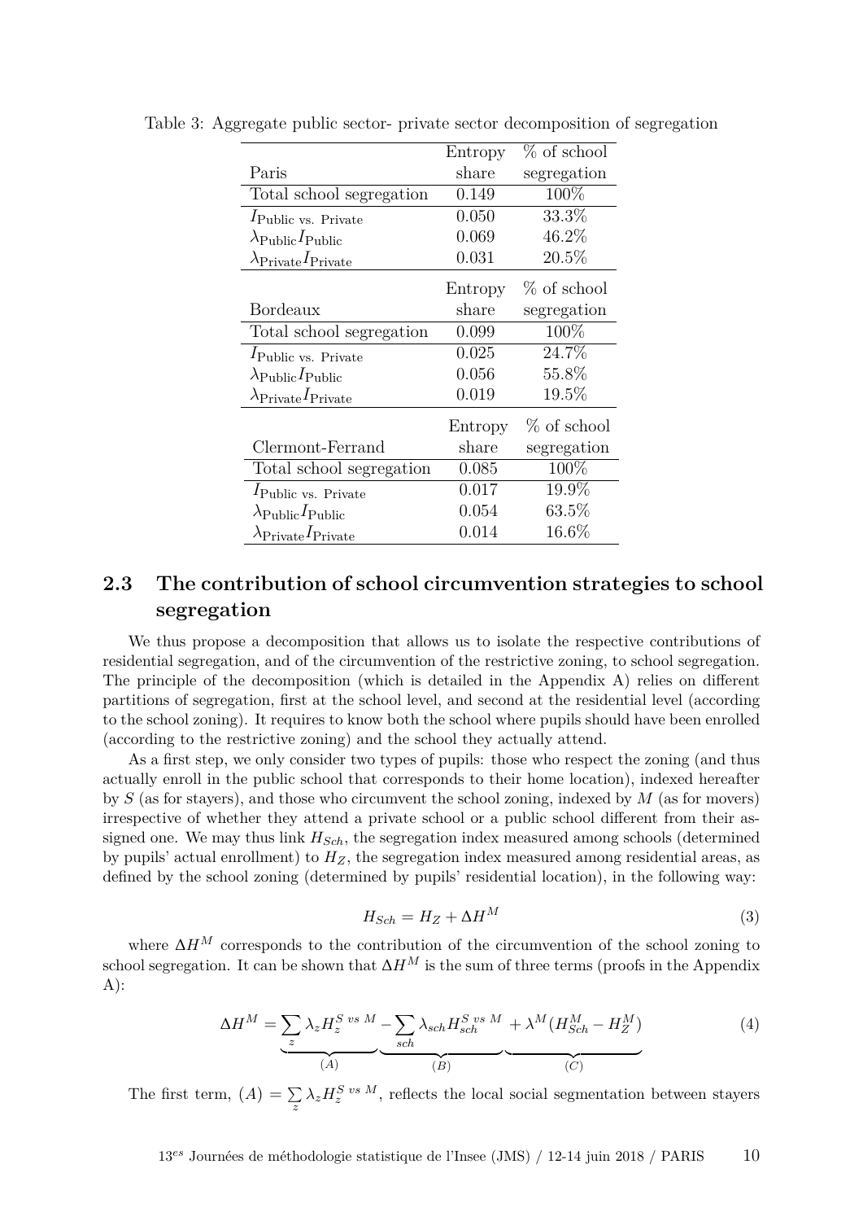Table 3: Aggregate public sector- private sector decomposition of segregation

| Paris | Entropy share | % of school segregation |
|---|---|---|
| Total school segregation | 0.149 | 100% |
| $I_{\text{Public vs. Private}}$ | 0.050 | 33.3% |
| $\lambda_{\text{Public}} I_{\text{Public}}$ | 0.069 | 46.2% |
| $\lambda_{\text{Private}} I_{\text{Private}}$ | 0.031 | 20.5% |
| **Bordeaux** | **Entropy share** | **% of school segregation** |
| Total school segregation | 0.099 | 100% |
| $I_{\text{Public vs. Private}}$ | 0.025 | 24.7% |
| $\lambda_{\text{Public}} I_{\text{Public}}$ | 0.056 | 55.8% |
| $\lambda_{\text{Private}} I_{\text{Private}}$ | 0.019 | 19.5% |
| **Clermont-Ferrand** | **Entropy share** | **% of school segregation** |
| Total school segregation | 0.085 | 100% |
| $I_{\text{Public vs. Private}}$ | 0.017 | 19.9% |
| $\lambda_{\text{Public}} I_{\text{Public}}$ | 0.054 | 63.5% |
| $\lambda_{\text{Private}} I_{\text{Private}}$ | 0.014 | 16.6% |

## 2.3 The contribution of school circumvention strategies to school segregation

We thus propose a decomposition that allows us to isolate the respective contributions of residential segregation, and of the circumvention of the restrictive zoning, to school segregation. The principle of the decomposition (which is detailed in the Appendix A) relies on different partitions of segregation, first at the school level, and second at the residential level (according to the school zoning). It requires to know both the school where pupils should have been enrolled (according to the restrictive zoning) and the school they actually attend.

As a first step, we only consider two types of pupils: those who respect the zoning (and thus actually enroll in the public school that corresponds to their home location), indexed hereafter by $S$ (as for stayers), and those who circumvent the school zoning, indexed by $M$ (as for movers) irrespective of whether they attend a private school or a public school different from their assigned one. We may thus link $H_{Sch}$, the segregation index measured among schools (determined by pupils' actual enrollment) to $H_Z$, the segregation index measured among residential areas, as defined by the school zoning (determined by pupils' residential location), in the following way:

$$H_{Sch} = H_Z + \Delta H^M \tag{3}$$

where $\Delta H^M$ corresponds to the contribution of the circumvention of the school zoning to school segregation. It can be shown that $\Delta H^M$ is the sum of three terms (proofs in the Appendix A):

$$\Delta H^M = \underbrace{\sum_z \lambda_z H_z^{S\ vs\ M}}_{(A)} \underbrace{- \sum_{sch} \lambda_{sch} H_{sch}^{S\ vs\ M}}_{(B)} \underbrace{+ \lambda^M (H_{Sch}^M - H_Z^M)}_{(C)} \tag{4}$$

The first term, $(A) = \sum_z \lambda_z H_z^{S\ vs\ M}$, reflects the local social segmentation between stayers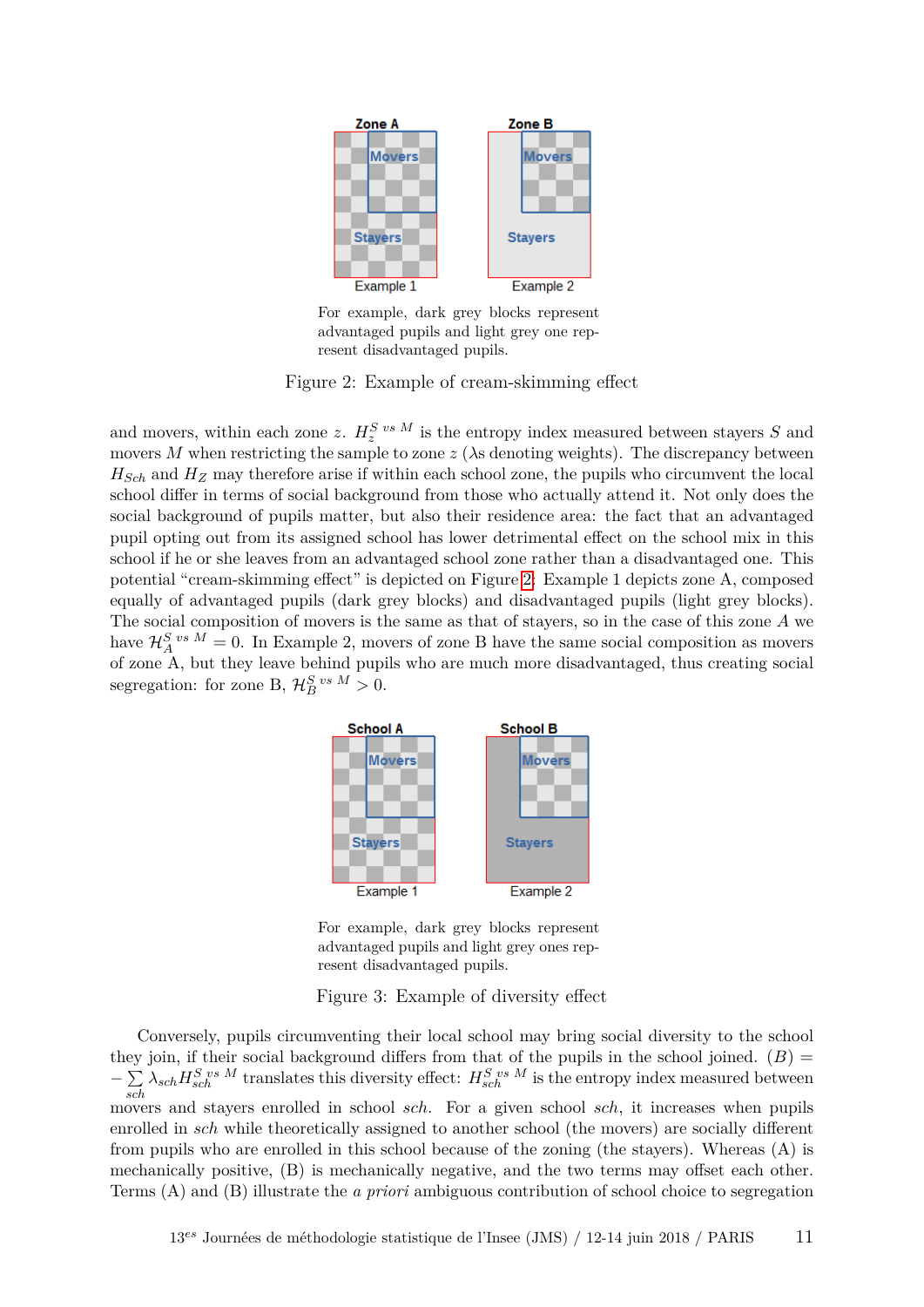Zone A Zone B

Movers Movers

Stayers Stayers

Example 1 Example 2

For example, dark grey blocks represent advantaged pupils and light grey one represent disadvantaged pupils.

Figure 2: Example of cream-skimming effect

and movers, within each zone $z$. $H_z^{S\ vs\ M}$ is the entropy index measured between stayers $S$ and movers $M$ when restricting the sample to zone $z$ ($\lambda$s denoting weights). The discrepancy between $H_{Sch}$ and $H_Z$ may therefore arise if within each school zone, the pupils who circumvent the local school differ in terms of social background from those who actually attend it. Not only does the social background of pupils matter, but also their residence area: the fact that an advantaged pupil opting out from its assigned school has lower detrimental effect on the school mix in this school if he or she leaves from an advantaged school zone rather than a disadvantaged one. This potential "cream-skimming effect" is depicted on Figure 2. Example 1 depicts zone A, composed equally of advantaged pupils (dark grey blocks) and disadvantaged pupils (light grey blocks). The social composition of movers is the same as that of stayers, so in the case of this zone $A$ we have $\mathcal{H}_A^{S\ vs\ M} = 0$. In Example 2, movers of zone B have the same social composition as movers of zone A, but they leave behind pupils who are much more disadvantaged, thus creating social segregation: for zone B, $\mathcal{H}_B^{S\ vs\ M} > 0$.

School A School B

Movers Movers

Stayers Stayers

Example 1 Example 2

For example, dark grey blocks represent advantaged pupils and light grey ones represent disadvantaged pupils.

Figure 3: Example of diversity effect

Conversely, pupils circumventing their local school may bring social diversity to the school they join, if their social background differs from that of the pupils in the school joined. $(B) = -\sum_{sch} \lambda_{sch} H_{sch}^{S\ vs\ M}$ translates this diversity effect: $H_{sch}^{S\ vs\ M}$ is the entropy index measured between movers and stayers enrolled in school $sch$. For a given school $sch$, it increases when pupils enrolled in $sch$ while theoretically assigned to another school (the movers) are socially different from pupils who are enrolled in this school because of the zoning (the stayers). Whereas (A) is mechanically positive, (B) is mechanically negative, and the two terms may offset each other. Terms (A) and (B) illustrate the *a priori* ambiguous contribution of school choice to segregation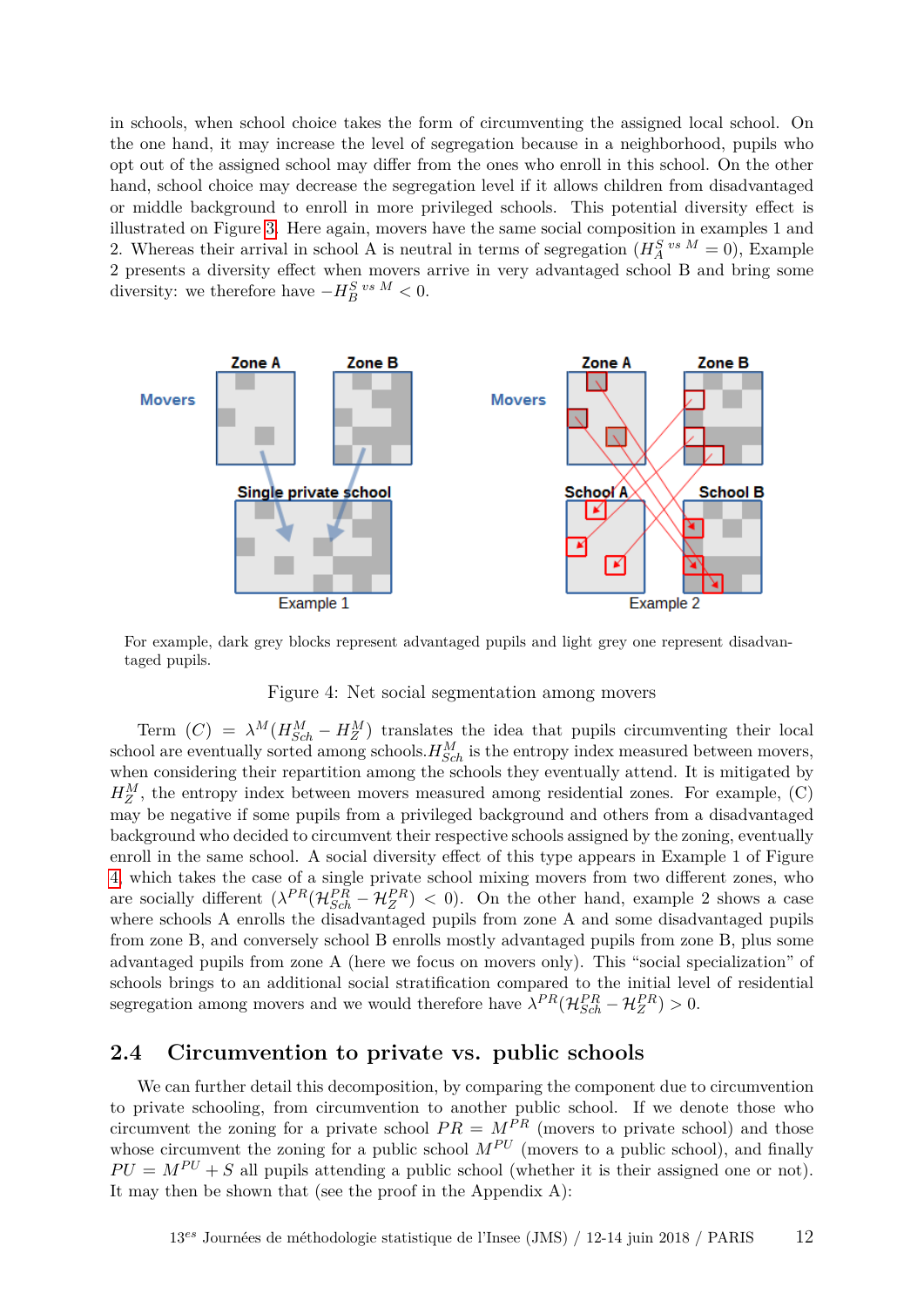in schools, when school choice takes the form of circumventing the assigned local school. On the one hand, it may increase the level of segregation because in a neighborhood, pupils who opt out of the assigned school may differ from the ones who enroll in this school. On the other hand, school choice may decrease the segregation level if it allows children from disadvantaged or middle background to enroll in more privileged schools. This potential diversity effect is illustrated on Figure 3. Here again, movers have the same social composition in examples 1 and 2. Whereas their arrival in school A is neutral in terms of segregation ($H_A^{S\ vs\ M} = 0$), Example 2 presents a diversity effect when movers arrive in very advantaged school B and bring some diversity: we therefore have $-H_B^{S\ vs\ M} < 0$.

Movers — Zone A — Zone B — Single private school — Example 1

Movers — Zone A — Zone B — School A — School B — Example 2

For example, dark grey blocks represent advantaged pupils and light grey one represent disadvantaged pupils.

Figure 4: Net social segmentation among movers

Term $(C) = \lambda^M(H_{Sch}^M - H_Z^M)$ translates the idea that pupils circumventing their local school are eventually sorted among schools. $H_{Sch}^M$ is the entropy index measured between movers, when considering their repartition among the schools they eventually attend. It is mitigated by $H_Z^M$, the entropy index between movers measured among residential zones. For example, (C) may be negative if some pupils from a privileged background and others from a disadvantaged background who decided to circumvent their respective schools assigned by the zoning, eventually enroll in the same school. A social diversity effect of this type appears in Example 1 of Figure 4 which takes the case of a single private school mixing movers from two different zones, who are socially different ($\lambda^{PR}(\mathcal{H}_{Sch}^{PR} - \mathcal{H}_Z^{PR}) < 0$). On the other hand, example 2 shows a case where schools A enrolls the disadvantaged pupils from zone A and some disadvantaged pupils from zone B, and conversely school B enrolls mostly advantaged pupils from zone B, plus some advantaged pupils from zone A (here we focus on movers only). This "social specialization" of schools brings to an additional social stratification compared to the initial level of residential segregation among movers and we would therefore have $\lambda^{PR}(\mathcal{H}_{Sch}^{PR} - \mathcal{H}_Z^{PR}) > 0$.

## 2.4 Circumvention to private vs. public schools

We can further detail this decomposition, by comparing the component due to circumvention to private schooling, from circumvention to another public school. If we denote those who circumvent the zoning for a private school $PR = M^{PR}$ (movers to private school) and those whose circumvent the zoning for a public school $M^{PU}$ (movers to a public school), and finally $PU = M^{PU} + S$ all pupils attending a public school (whether it is their assigned one or not). It may then be shown that (see the proof in the Appendix A):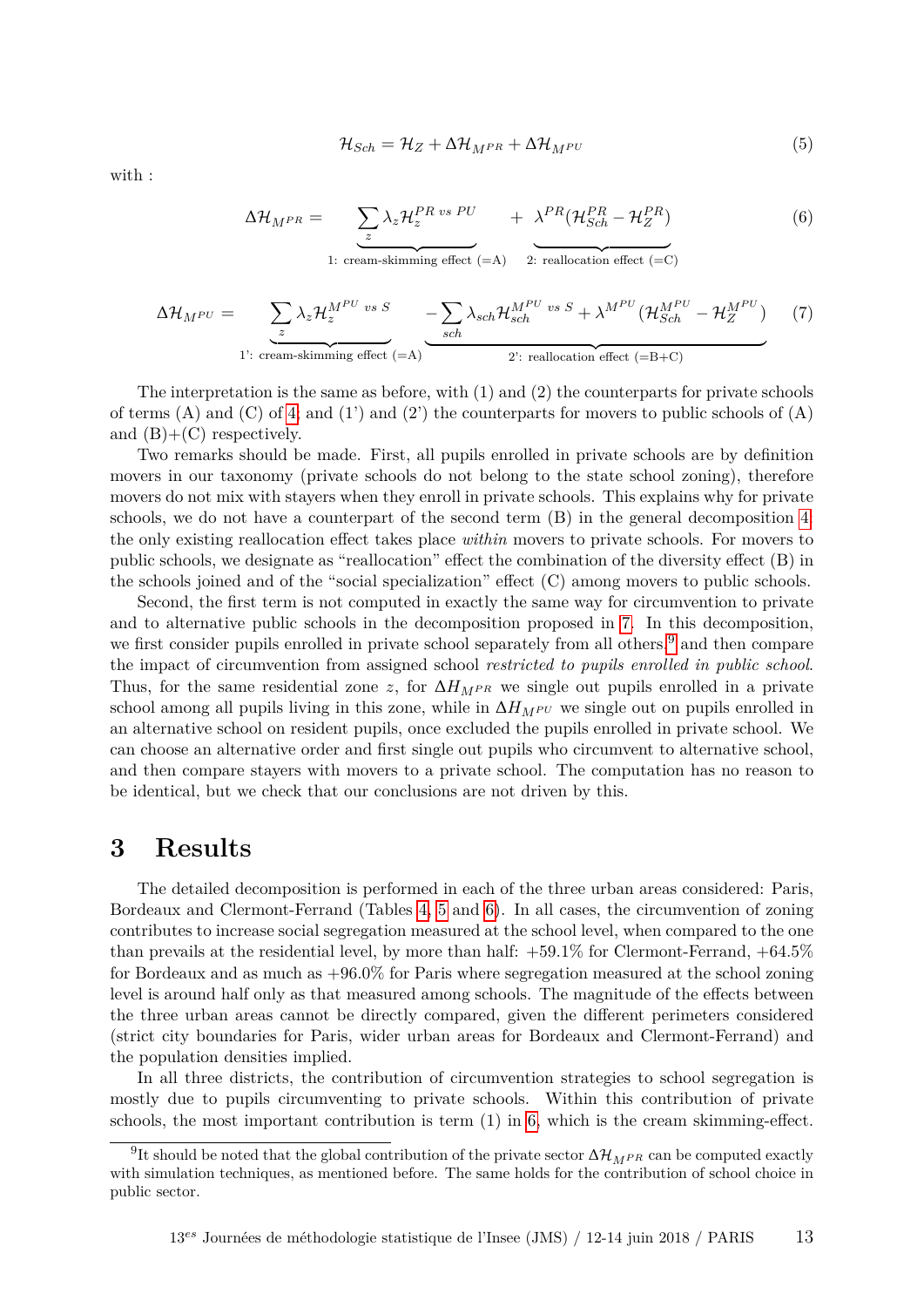$$\mathcal{H}_{Sch} = \mathcal{H}_Z + \Delta\mathcal{H}_{M^{PR}} + \Delta\mathcal{H}_{M^{PU}} \tag{5}$$

with :

$$\Delta\mathcal{H}_{M^{PR}} = \underbrace{\sum_z \lambda_z \mathcal{H}_z^{PR\ vs\ PU}}_{\text{1: cream-skimming effect (=A)}} + \underbrace{\lambda^{PR}(\mathcal{H}_{Sch}^{PR} - \mathcal{H}_Z^{PR})}_{\text{2: reallocation effect (=C)}} \tag{6}$$

$$\Delta\mathcal{H}_{M^{PU}} = \underbrace{\sum_z \lambda_z \mathcal{H}_z^{M^{PU}\ vs\ S}}_{\text{1': cream-skimming effect (=A)}} \underbrace{-\sum_{sch} \lambda_{sch} \mathcal{H}_{sch}^{M^{PU}\ vs\ S} + \lambda^{M^{PU}}(\mathcal{H}_{Sch}^{M^{PU}} - \mathcal{H}_Z^{M^{PU}})}_{\text{2': reallocation effect (=B+C)}} \tag{7}$$

The interpretation is the same as before, with (1) and (2) the counterparts for private schools of terms (A) and (C) of 4, and (1') and (2') the counterparts for movers to public schools of (A) and (B)+(C) respectively.

Two remarks should be made. First, all pupils enrolled in private schools are by definition movers in our taxonomy (private schools do not belong to the state school zoning), therefore movers do not mix with stayers when they enroll in private schools. This explains why for private schools, we do not have a counterpart of the second term (B) in the general decomposition 4: the only existing reallocation effect takes place *within* movers to private schools. For movers to public schools, we designate as "reallocation" effect the combination of the diversity effect (B) in the schools joined and of the "social specialization" effect (C) among movers to public schools.

Second, the first term is not computed in exactly the same way for circumvention to private and to alternative public schools in the decomposition proposed in 7. In this decomposition, we first consider pupils enrolled in private school separately from all others,[9] and then compare the impact of circumvention from assigned school *restricted to pupils enrolled in public school*. Thus, for the same residential zone $z$, for $\Delta H_{M^{PR}}$ we single out pupils enrolled in a private school among all pupils living in this zone, while in $\Delta H_{M^{PU}}$ we single out on pupils enrolled in an alternative school on resident pupils, once excluded the pupils enrolled in private school. We can choose an alternative order and first single out pupils who circumvent to alternative school, and then compare stayers with movers to a private school. The computation has no reason to be identical, but we check that our conclusions are not driven by this.

# 3 Results

The detailed decomposition is performed in each of the three urban areas considered: Paris, Bordeaux and Clermont-Ferrand (Tables 4, 5 and 6). In all cases, the circumvention of zoning contributes to increase social segregation measured at the school level, when compared to the one than prevails at the residential level, by more than half: +59.1% for Clermont-Ferrand, +64.5% for Bordeaux and as much as +96.0% for Paris where segregation measured at the school zoning level is around half only as that measured among schools. The magnitude of the effects between the three urban areas cannot be directly compared, given the different perimeters considered (strict city boundaries for Paris, wider urban areas for Bordeaux and Clermont-Ferrand) and the population densities implied.

In all three districts, the contribution of circumvention strategies to school segregation is mostly due to pupils circumventing to private schools. Within this contribution of private schools, the most important contribution is term (1) in 6, which is the cream skimming-effect.

[9] It should be noted that the global contribution of the private sector $\Delta\mathcal{H}_{M^{PR}}$ can be computed exactly with simulation techniques, as mentioned before. The same holds for the contribution of school choice in public sector.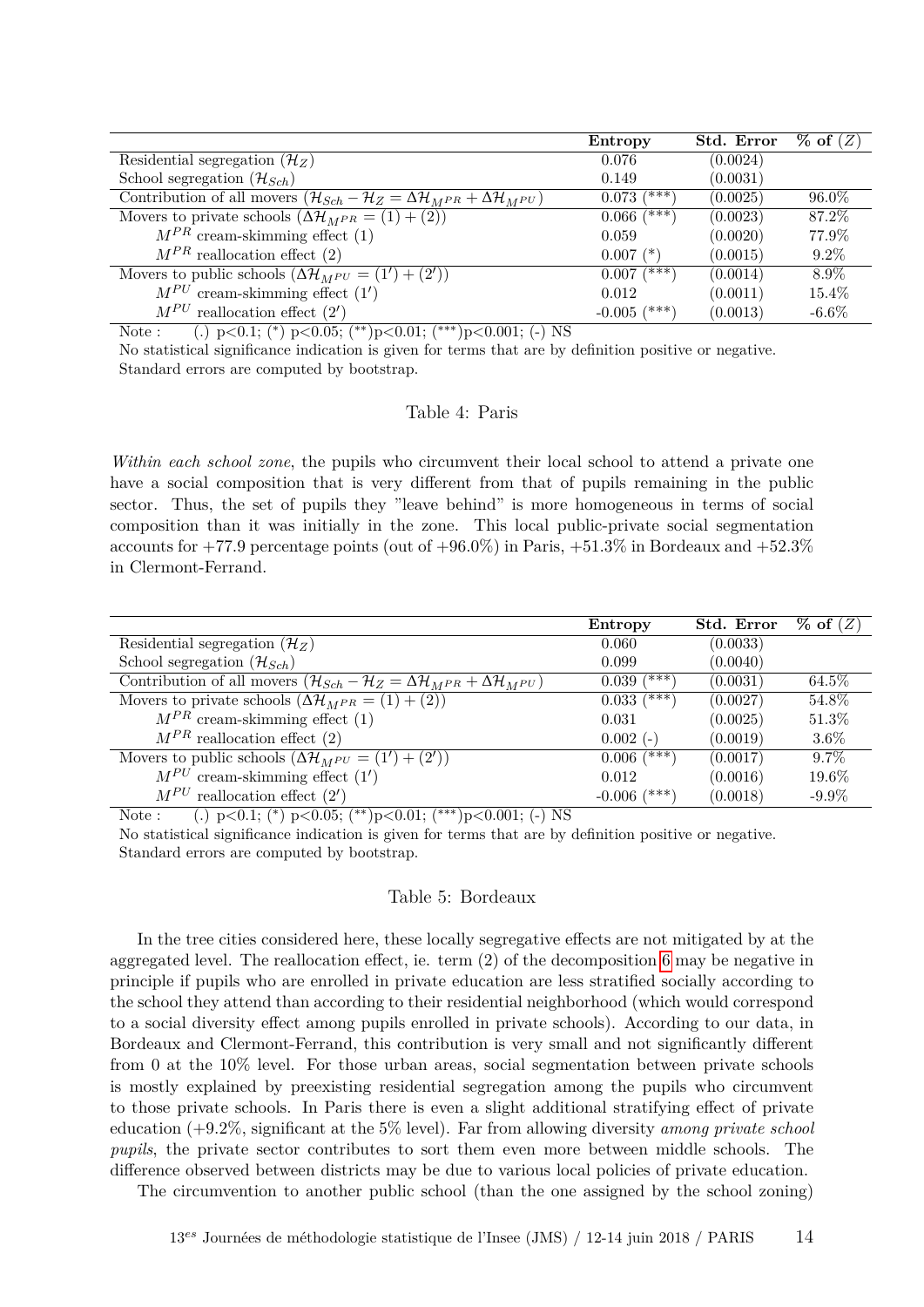| | Entropy | Std. Error | % of $(Z)$ |
|---|---|---|---|
| Residential segregation $(\mathcal{H}_Z)$ | 0.076 | (0.0024) | |
| School segregation $(\mathcal{H}_{Sch})$ | 0.149 | (0.0031) | |
| Contribution of all movers $(\mathcal{H}_{Sch} - \mathcal{H}_Z = \Delta\mathcal{H}_{M^{PR}} + \Delta\mathcal{H}_{M^{PU}})$ | 0.073 (***) | (0.0025) | 96.0% |
| Movers to private schools $(\Delta\mathcal{H}_{M^{PR}} = (1) + (2))$ | 0.066 (***) | (0.0023) | 87.2% |
| $M^{PR}$ cream-skimming effect (1) | 0.059 | (0.0020) | 77.9% |
| $M^{PR}$ reallocation effect (2) | 0.007 (*) | (0.0015) | 9.2% |
| Movers to public schools $(\Delta\mathcal{H}_{M^{PU}} = (1') + (2'))$ | 0.007 (***) | (0.0014) | 8.9% |
| $M^{PU}$ cream-skimming effect $(1')$ | 0.012 | (0.0011) | 15.4% |
| $M^{PU}$ reallocation effect $(2')$ | -0.005 (***) | (0.0013) | -6.6% |

Note : (.) $p<0.1$; (*) $p<0.05$; (**) $p<0.01$; (***) $p<0.001$; (-) NS

No statistical significance indication is given for terms that are by definition positive or negative.

Standard errors are computed by bootstrap.

Table 4: Paris

*Within each school zone*, the pupils who circumvent their local school to attend a private one have a social composition that is very different from that of pupils remaining in the public sector. Thus, the set of pupils they "leave behind" is more homogeneous in terms of social composition than it was initially in the zone. This local public-private social segmentation accounts for +77.9 percentage points (out of +96.0%) in Paris, +51.3% in Bordeaux and +52.3% in Clermont-Ferrand.

| | Entropy | Std. Error | % of $(Z)$ |
|---|---|---|---|
| Residential segregation $(\mathcal{H}_Z)$ | 0.060 | (0.0033) | |
| School segregation $(\mathcal{H}_{Sch})$ | 0.099 | (0.0040) | |
| Contribution of all movers $(\mathcal{H}_{Sch} - \mathcal{H}_Z = \Delta\mathcal{H}_{M^{PR}} + \Delta\mathcal{H}_{M^{PU}})$ | 0.039 (***) | (0.0031) | 64.5% |
| Movers to private schools $(\Delta\mathcal{H}_{M^{PR}} = (1) + (2))$ | 0.033 (***) | (0.0027) | 54.8% |
| $M^{PR}$ cream-skimming effect (1) | 0.031 | (0.0025) | 51.3% |
| $M^{PR}$ reallocation effect (2) | 0.002 (-) | (0.0019) | 3.6% |
| Movers to public schools $(\Delta\mathcal{H}_{M^{PU}} = (1') + (2'))$ | 0.006 (***) | (0.0017) | 9.7% |
| $M^{PU}$ cream-skimming effect $(1')$ | 0.012 | (0.0016) | 19.6% |
| $M^{PU}$ reallocation effect $(2')$ | -0.006 (***) | (0.0018) | -9.9% |

Note : (.) $p<0.1$; (*) $p<0.05$; (**) $p<0.01$; (***) $p<0.001$; (-) NS

No statistical significance indication is given for terms that are by definition positive or negative.

Standard errors are computed by bootstrap.

Table 5: Bordeaux

In the tree cities considered here, these locally segregative effects are not mitigated by at the aggregated level. The reallocation effect, ie. term (2) of the decomposition 6 may be negative in principle if pupils who are enrolled in private education are less stratified socially according to the school they attend than according to their residential neighborhood (which would correspond to a social diversity effect among pupils enrolled in private schools). According to our data, in Bordeaux and Clermont-Ferrand, this contribution is very small and not significantly different from 0 at the 10% level. For those urban areas, social segmentation between private schools is mostly explained by preexisting residential segregation among the pupils who circumvent to those private schools. In Paris there is even a slight additional stratifying effect of private education (+9.2%, significant at the 5% level). Far from allowing diversity *among private school pupils*, the private sector contributes to sort them even more between middle schools. The difference observed between districts may be due to various local policies of private education.

The circumvention to another public school (than the one assigned by the school zoning)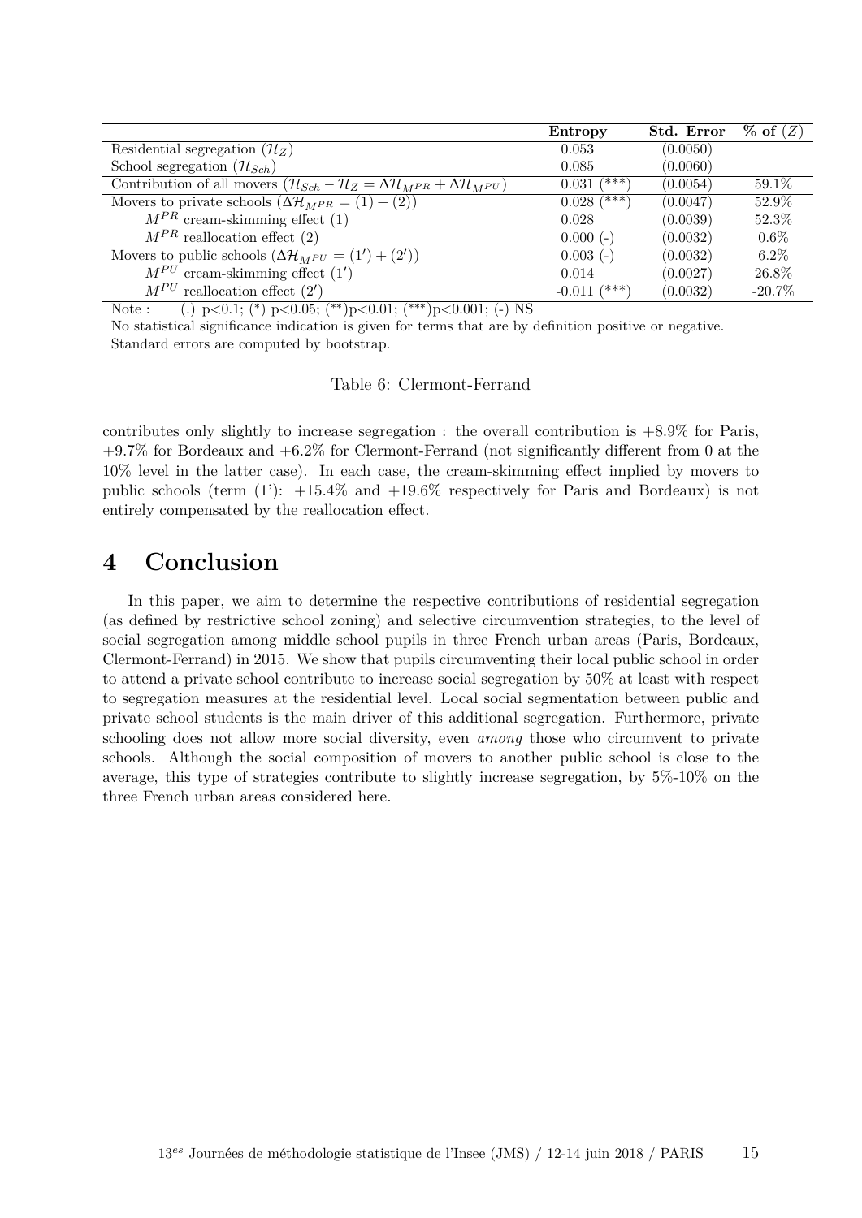|  | **Entropy** | **Std. Error** | **% of $(Z)$** |
|---|---|---|---|
| Residential segregation $(\mathcal{H}_Z)$ | 0.053 | (0.0050) |  |
| School segregation $(\mathcal{H}_{Sch})$ | 0.085 | (0.0060) |  |
| Contribution of all movers $(\mathcal{H}_{Sch} - \mathcal{H}_Z = \Delta\mathcal{H}_{M^{PR}} + \Delta\mathcal{H}_{M^{PU}})$ | 0.031 (***) | (0.0054) | 59.1% |
| Movers to private schools $(\Delta\mathcal{H}_{M^{PR}} = (1) + (2))$ | 0.028 (***) | (0.0047) | 52.9% |
| $M^{PR}$ cream-skimming effect (1) | 0.028 | (0.0039) | 52.3% |
| $M^{PR}$ reallocation effect (2) | 0.000 (-) | (0.0032) | 0.6% |
| Movers to public schools $(\Delta\mathcal{H}_{M^{PU}} = (1') + (2'))$ | 0.003 (-) | (0.0032) | 6.2% |
| $M^{PU}$ cream-skimming effect $(1')$ | 0.014 | (0.0027) | 26.8% |
| $M^{PU}$ reallocation effect $(2')$ | -0.011 (***) | (0.0032) | -20.7% |

Note : (.) p<0.1; (*) p<0.05; (**)p<0.01; (***)p<0.001; (-) NS

No statistical significance indication is given for terms that are by definition positive or negative.

Standard errors are computed by bootstrap.

Table 6: Clermont-Ferrand

contributes only slightly to increase segregation : the overall contribution is +8.9% for Paris, +9.7% for Bordeaux and +6.2% for Clermont-Ferrand (not significantly different from 0 at the 10% level in the latter case). In each case, the cream-skimming effect implied by movers to public schools (term (1'): +15.4% and +19.6% respectively for Paris and Bordeaux) is not entirely compensated by the reallocation effect.

# 4 Conclusion

In this paper, we aim to determine the respective contributions of residential segregation (as defined by restrictive school zoning) and selective circumvention strategies, to the level of social segregation among middle school pupils in three French urban areas (Paris, Bordeaux, Clermont-Ferrand) in 2015. We show that pupils circumventing their local public school in order to attend a private school contribute to increase social segregation by 50% at least with respect to segregation measures at the residential level. Local social segmentation between public and private school students is the main driver of this additional segregation. Furthermore, private schooling does not allow more social diversity, even *among* those who circumvent to private schools. Although the social composition of movers to another public school is close to the average, this type of strategies contribute to slightly increase segregation, by 5%-10% on the three French urban areas considered here.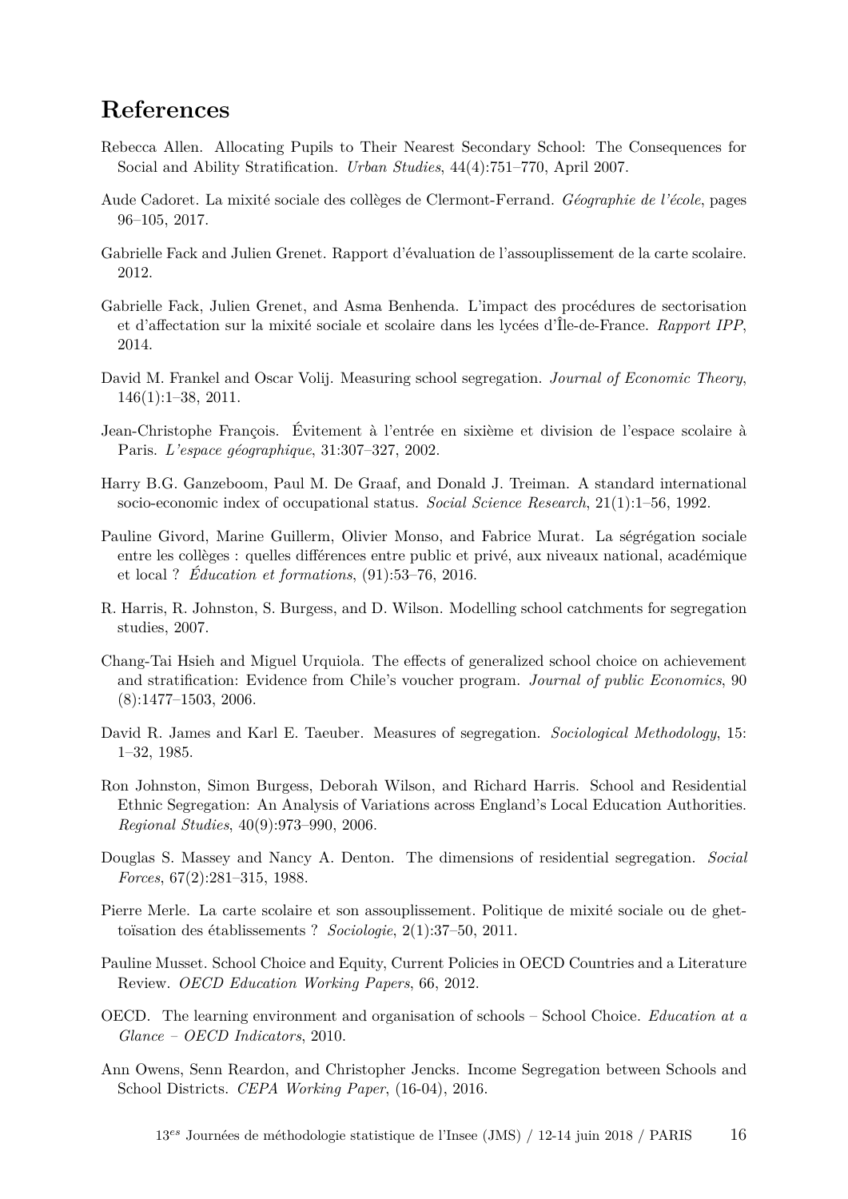## References

Rebecca Allen. Allocating Pupils to Their Nearest Secondary School: The Consequences for Social and Ability Stratification. *Urban Studies*, 44(4):751–770, April 2007.

Aude Cadoret. La mixité sociale des collèges de Clermont-Ferrand. *Géographie de l'école*, pages 96–105, 2017.

Gabrielle Fack and Julien Grenet. Rapport d'évaluation de l'assouplissement de la carte scolaire. 2012.

Gabrielle Fack, Julien Grenet, and Asma Benhenda. L'impact des procédures de sectorisation et d'affectation sur la mixité sociale et scolaire dans les lycées d'Île-de-France. *Rapport IPP*, 2014.

David M. Frankel and Oscar Volij. Measuring school segregation. *Journal of Economic Theory*, 146(1):1–38, 2011.

Jean-Christophe François. Évitement à l'entrée en sixième et division de l'espace scolaire à Paris. *L'espace géographique*, 31:307–327, 2002.

Harry B.G. Ganzeboom, Paul M. De Graaf, and Donald J. Treiman. A standard international socio-economic index of occupational status. *Social Science Research*, 21(1):1–56, 1992.

Pauline Givord, Marine Guillerm, Olivier Monso, and Fabrice Murat. La ségrégation sociale entre les collèges : quelles différences entre public et privé, aux niveaux national, académique et local ? *Éducation et formations*, (91):53–76, 2016.

R. Harris, R. Johnston, S. Burgess, and D. Wilson. Modelling school catchments for segregation studies, 2007.

Chang-Tai Hsieh and Miguel Urquiola. The effects of generalized school choice on achievement and stratification: Evidence from Chile's voucher program. *Journal of public Economics*, 90 (8):1477–1503, 2006.

David R. James and Karl E. Taeuber. Measures of segregation. *Sociological Methodology*, 15: 1–32, 1985.

Ron Johnston, Simon Burgess, Deborah Wilson, and Richard Harris. School and Residential Ethnic Segregation: An Analysis of Variations across England's Local Education Authorities. *Regional Studies*, 40(9):973–990, 2006.

Douglas S. Massey and Nancy A. Denton. The dimensions of residential segregation. *Social Forces*, 67(2):281–315, 1988.

Pierre Merle. La carte scolaire et son assouplissement. Politique de mixité sociale ou de ghettoïsation des établissements ? *Sociologie*, 2(1):37–50, 2011.

Pauline Musset. School Choice and Equity, Current Policies in OECD Countries and a Literature Review. *OECD Education Working Papers*, 66, 2012.

OECD. The learning environment and organisation of schools – School Choice. *Education at a Glance – OECD Indicators*, 2010.

Ann Owens, Senn Reardon, and Christopher Jencks. Income Segregation between Schools and School Districts. *CEPA Working Paper*, (16-04), 2016.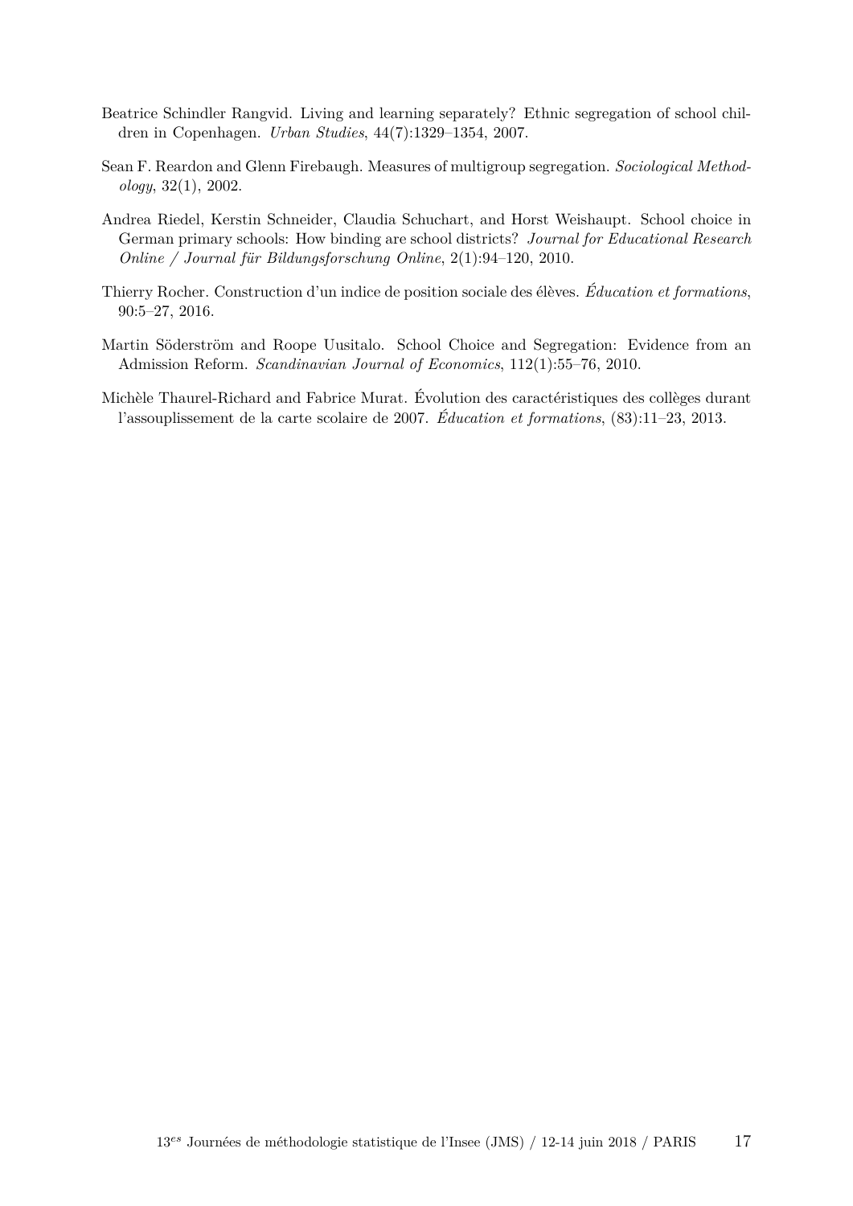Beatrice Schindler Rangvid. Living and learning separately? Ethnic segregation of school children in Copenhagen. *Urban Studies*, 44(7):1329–1354, 2007.

Sean F. Reardon and Glenn Firebaugh. Measures of multigroup segregation. *Sociological Methodology*, 32(1), 2002.

Andrea Riedel, Kerstin Schneider, Claudia Schuchart, and Horst Weishaupt. School choice in German primary schools: How binding are school districts? *Journal for Educational Research Online / Journal für Bildungsforschung Online*, 2(1):94–120, 2010.

Thierry Rocher. Construction d'un indice de position sociale des élèves. *Éducation et formations*, 90:5–27, 2016.

Martin Söderström and Roope Uusitalo. School Choice and Segregation: Evidence from an Admission Reform. *Scandinavian Journal of Economics*, 112(1):55–76, 2010.

Michèle Thaurel-Richard and Fabrice Murat. Évolution des caractéristiques des collèges durant l'assouplissement de la carte scolaire de 2007. *Éducation et formations*, (83):11–23, 2013.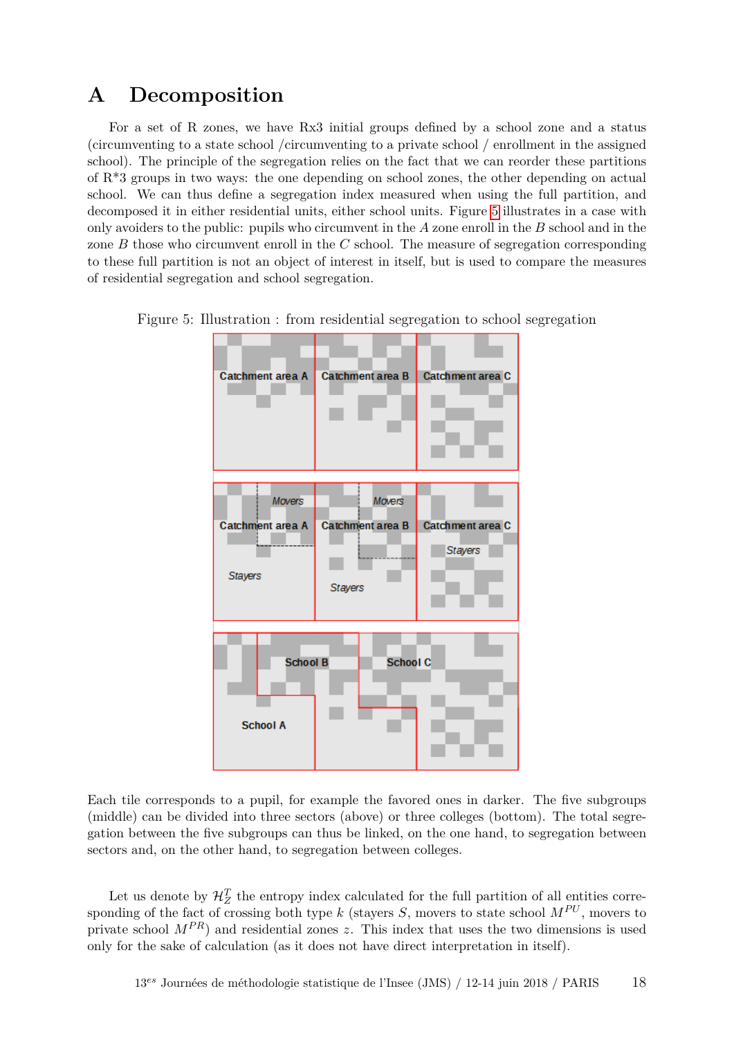# A Decomposition

For a set of R zones, we have Rx3 initial groups defined by a school zone and a status (circumventing to a state school /circumventing to a private school / enrollment in the assigned school). The principle of the segregation relies on the fact that we can reorder these partitions of R*3 groups in two ways: the one depending on school zones, the other depending on actual school. We can thus define a segregation index measured when using the full partition, and decomposed it in either residential units, either school units. Figure 5 illustrates in a case with only avoiders to the public: pupils who circumvent in the $A$ zone enroll in the $B$ school and in the zone $B$ those who circumvent enroll in the $C$ school. The measure of segregation corresponding to these full partition is not an object of interest in itself, but is used to compare the measures of residential segregation and school segregation.

Figure 5: Illustration : from residential segregation to school segregation

Catchment area A | Catchment area B | Catchment area C

Movers | Movers
Catchment area A | Catchment area B | Catchment area C
Stayers | Stayers | Stayers

School B | School C
School A

Each tile corresponds to a pupil, for example the favored ones in darker. The five subgroups (middle) can be divided into three sectors (above) or three colleges (bottom). The total segregation between the five subgroups can thus be linked, on the one hand, to segregation between sectors and, on the other hand, to segregation between colleges.

Let us denote by $\mathcal{H}_Z^T$ the entropy index calculated for the full partition of all entities corresponding of the fact of crossing both type $k$ (stayers $S$, movers to state school $M^{PU}$, movers to private school $M^{PR}$) and residential zones $z$. This index that uses the two dimensions is used only for the sake of calculation (as it does not have direct interpretation in itself).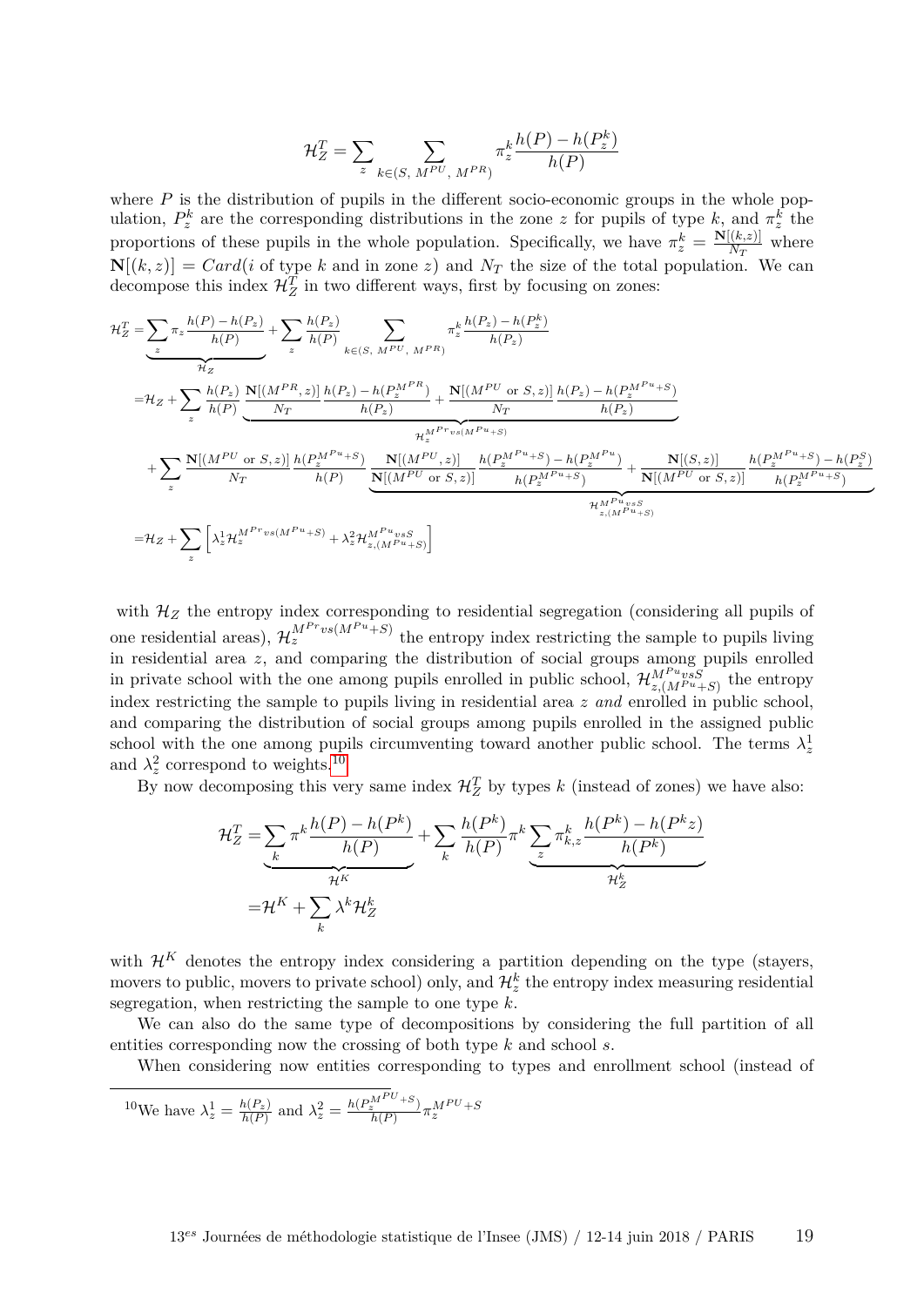$$\mathcal{H}_Z^T = \sum_z \sum_{k\in(S,\ M^{PU},\ M^{PR})} \pi_z^k \frac{h(P) - h(P_z^k)}{h(P)}$$

where $P$ is the distribution of pupils in the different socio-economic groups in the whole population, $P_z^k$ are the corresponding distributions in the zone $z$ for pupils of type $k$, and $\pi_z^k$ the proportions of these pupils in the whole population. Specifically, we have $\pi_z^k = \frac{\mathbf{N}[(k,z)]}{N_T}$ where $\mathbf{N}[(k,z)] = Card(i \text{ of type } k \text{ and in zone } z)$ and $N_T$ the size of the total population. We can decompose this index $\mathcal{H}_Z^T$ in two different ways, first by focusing on zones:

$$\begin{aligned}
\mathcal{H}_Z^T =& \underbrace{\sum_z \pi_z \frac{h(P) - h(P_z)}{h(P)}}_{\mathcal{H}_Z} + \sum_z \frac{h(P_z)}{h(P)} \sum_{k\in(S,\ M^{PU},\ M^{PR})} \pi_z^k \frac{h(P_z) - h(P_z^k)}{h(P_z)} \\
=& \mathcal{H}_Z + \sum_z \frac{h(P_z)}{h(P)} \underbrace{\frac{\mathbf{N}[(M^{PR},z)]}{N_T} \frac{h(P_z) - h(P_z^{M^{PR}})}{h(P_z)} + \frac{\mathbf{N}[(M^{PU} \text{ or } S, z)]}{N_T} \frac{h(P_z) - h(P_z^{M^{Pu}+S})}{h(P_z)}}_{\mathcal{H}_z^{M^{Pr}vs(M^{Pu}+S)}} \\
&+ \sum_z \frac{\mathbf{N}[(M^{PU} \text{ or } S, z)]}{N_T} \frac{h(P_z^{M^{Pu}+S})}{h(P)} \underbrace{\frac{\mathbf{N}[(M^{PU},z)]}{\mathbf{N}[(M^{PU} \text{ or } S, z)]} \frac{h(P_z^{M^{Pu}+S}) - h(P_z^{M^{Pu}})}{h(P_z^{M^{Pu}+S})} + \frac{\mathbf{N}[(S,z)]}{\mathbf{N}[(M^{PU} \text{ or } S, z)]} \frac{h(P_z^{M^{Pu}+S}) - h(P_z^S)}{h(P_z^{M^{Pu}+S})}}_{\mathcal{H}_{z,(M^{Pu}+S)}^{M^{Pu}vsS}} \\
=& \mathcal{H}_Z + \sum_z \left[ \lambda_z^1 \mathcal{H}_z^{M^{Pr}vs(M^{Pu}+S)} + \lambda_z^2 \mathcal{H}_{z,(M^{Pu}+S)}^{M^{Pu}vsS} \right]
\end{aligned}$$

with $\mathcal{H}_Z$ the entropy index corresponding to residential segregation (considering all pupils of one residential areas), $\mathcal{H}_z^{M^{Pr}vs(M^{Pu}+S)}$ the entropy index restricting the sample to pupils living in residential area $z$, and comparing the distribution of social groups among pupils enrolled in private school with the one among pupils enrolled in public school, $\mathcal{H}_{z,(M^{Pu}+S)}^{M^{Pu}vsS}$ the entropy index restricting the sample to pupils living in residential area $z$ *and* enrolled in public school, and comparing the distribution of social groups among pupils enrolled in the assigned public school with the one among pupils circumventing toward another public school. The terms $\lambda_z^1$ and $\lambda_z^2$ correspond to weights.[10]

By now decomposing this very same index $\mathcal{H}_Z^T$ by types $k$ (instead of zones) we have also:

$$\begin{aligned}
\mathcal{H}_Z^T =& \underbrace{\sum_k \pi^k \frac{h(P) - h(P^k)}{h(P)}}_{\mathcal{H}^K} + \sum_k \frac{h(P^k)}{h(P)} \pi^k \underbrace{\sum_z \pi_{k,z}^k \frac{h(P^k) - h(P^k z)}{h(P^k)}}_{\mathcal{H}_Z^k} \\
=& \mathcal{H}^K + \sum_k \lambda^k \mathcal{H}_Z^k
\end{aligned}$$

with $\mathcal{H}^K$ denotes the entropy index considering a partition depending on the type (stayers, movers to public, movers to private school) only, and $\mathcal{H}_z^k$ the entropy index measuring residential segregation, when restricting the sample to one type $k$.

We can also do the same type of decompositions by considering the full partition of all entities corresponding now the crossing of both type $k$ and school $s$.

When considering now entities corresponding to types and enrollment school (instead of

[10] We have $\lambda_z^1 = \frac{h(P_z)}{h(P)}$ and $\lambda_z^2 = \frac{h(P_z^{M^{PU}+S})}{h(P)} \pi_z^{M^{PU}+S}$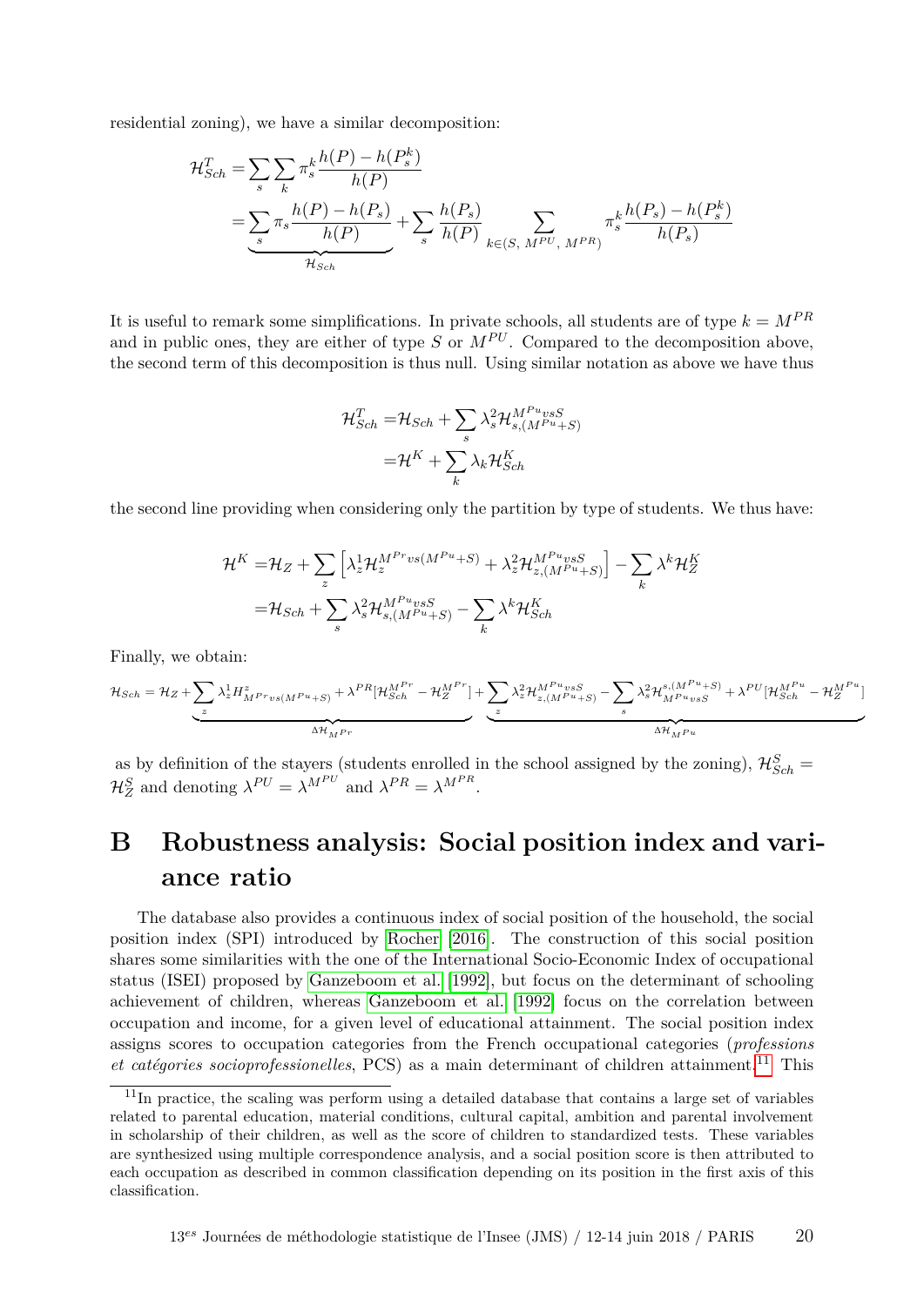residential zoning), we have a similar decomposition:

$$
\begin{aligned}
\mathcal{H}_{Sch}^{T} &= \sum_{s}\sum_{k}\pi_{s}^{k}\frac{h(P)-h(P_{s}^{k})}{h(P)} \\
&= \underbrace{\sum_{s}\pi_{s}\frac{h(P)-h(P_{s})}{h(P)}}_{\mathcal{H}_{Sch}} + \sum_{s}\frac{h(P_{s})}{h(P)}\sum_{k\in(S,\ M^{PU},\ M^{PR})}\pi_{s}^{k}\frac{h(P_{s})-h(P_{s}^{k})}{h(P_{s})}
\end{aligned}
$$

It is useful to remark some simplifications. In private schools, all students are of type $k = M^{PR}$ and in public ones, they are either of type $S$ or $M^{PU}$. Compared to the decomposition above, the second term of this decomposition is thus null. Using similar notation as above we have thus

$$
\begin{aligned}
\mathcal{H}_{Sch}^{T} &= \mathcal{H}_{Sch} + \sum_{s}\lambda_{s}^{2}\mathcal{H}_{s,(M^{Pu}+S)}^{M^{Pu}vsS} \\
&= \mathcal{H}^{K} + \sum_{k}\lambda_{k}\mathcal{H}_{Sch}^{K}
\end{aligned}
$$

the second line providing when considering only the partition by type of students. We thus have:

$$
\begin{aligned}
\mathcal{H}^{K} &= \mathcal{H}_{Z} + \sum_{z}\left[\lambda_{z}^{1}\mathcal{H}_{z}^{M^{Pr}vs(M^{Pu}+S)} + \lambda_{z}^{2}\mathcal{H}_{z,(M^{Pu}+S)}^{M^{Pu}vsS}\right] - \sum_{k}\lambda^{k}\mathcal{H}_{Z}^{K} \\
&= \mathcal{H}_{Sch} + \sum_{s}\lambda_{s}^{2}\mathcal{H}_{s,(M^{Pu}+S)}^{M^{Pu}vsS} - \sum_{k}\lambda^{k}\mathcal{H}_{Sch}^{K}
\end{aligned}
$$

Finally, we obtain:

$$
\mathcal{H}_{Sch} = \mathcal{H}_{Z} + \underbrace{\sum_{z}\lambda_{z}^{1}H_{M^{Pr}vs(M^{Pu}+S)}^{z} + \lambda^{PR}[\mathcal{H}_{Sch}^{M^{Pr}} - \mathcal{H}_{Z}^{M^{Pr}}]}_{\Delta\mathcal{H}_{M^{Pr}}} + \underbrace{\sum_{z}\lambda_{z}^{2}\mathcal{H}_{z,(M^{Pu}+S)}^{M^{Pu}vsS} - \sum_{s}\lambda_{s}^{2}\mathcal{H}_{M^{Pu}vsS}^{s,(M^{Pu}+S)} + \lambda^{PU}[\mathcal{H}_{Sch}^{M^{Pu}} - \mathcal{H}_{Z}^{M^{Pu}}]}_{\Delta\mathcal{H}_{M^{Pu}}}
$$

as by definition of the stayers (students enrolled in the school assigned by the zoning), $\mathcal{H}_{Sch}^{S} = \mathcal{H}_{Z}^{S}$ and denoting $\lambda^{PU} = \lambda^{M^{PU}}$ and $\lambda^{PR} = \lambda^{M^{PR}}$.

# B Robustness analysis: Social position index and variance ratio

The database also provides a continuous index of social position of the household, the social position index (SPI) introduced by Rocher [2016]. The construction of this social position shares some similarities with the one of the International Socio-Economic Index of occupational status (ISEI) proposed by Ganzeboom et al. [1992], but focus on the determinant of schooling achievement of children, whereas Ganzeboom et al. [1992] focus on the correlation between occupation and income, for a given level of educational attainment. The social position index assigns scores to occupation categories from the French occupational categories (*professions et catégories socioprofessionelles*, PCS) as a main determinant of children attainment.[11] This

[11] In practice, the scaling was perform using a detailed database that contains a large set of variables related to parental education, material conditions, cultural capital, ambition and parental involvement in scholarship of their children, as well as the score of children to standardized tests. These variables are synthesized using multiple correspondence analysis, and a social position score is then attributed to each occupation as described in common classification depending on its position in the first axis of this classification.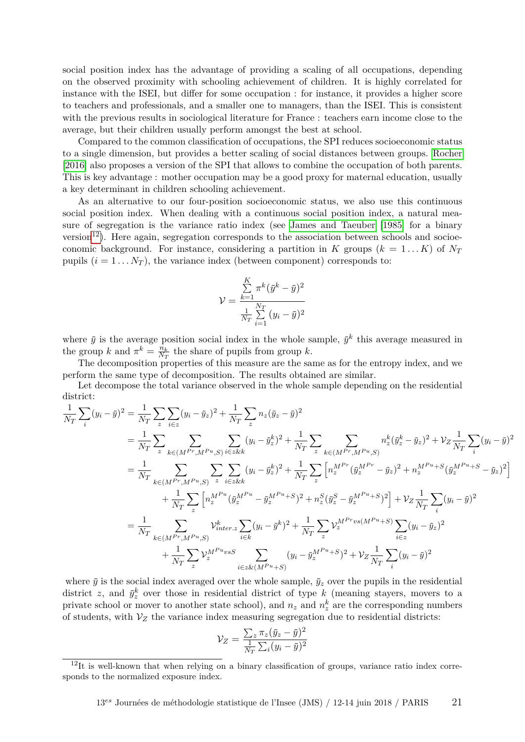social position index has the advantage of providing a scaling of all occupations, depending on the observed proximity with schooling achievement of children. It is highly correlated for instance with the ISEI, but differ for some occupation : for instance, it provides a higher score to teachers and professionals, and a smaller one to managers, than the ISEI. This is consistent with the previous results in sociological literature for France : teachers earn income close to the average, but their children usually perform amongst the best at school.

Compared to the common classification of occupations, the SPI reduces socioeconomic status to a single dimension, but provides a better scaling of social distances between groups. Rocher [2016] also proposes a version of the SPI that allows to combine the occupation of both parents. This is key advantage : mother occupation may be a good proxy for maternal education, usually a key determinant in children schooling achievement.

As an alternative to our four-position socioeconomic status, we also use this continuous social position index. When dealing with a continuous social position index, a natural measure of segregation is the variance ratio index (see James and Taeuber [1985] for a binary version[12]). Here again, segregation corresponds to the association between schools and socioeconomic background. For instance, considering a partition in $K$ groups ($k = 1 \dots K$) of $N_T$ pupils ($i = 1 \dots N_T$), the variance index (between component) corresponds to:

$$\mathcal{V} = \frac{\sum_{k=1}^{K} \pi^k (\bar{y}^k - \bar{y})^2}{\frac{1}{N_T} \sum_{i=1}^{N_T} (y_i - \bar{y})^2}$$

where $\bar{y}$ is the average position social index in the whole sample, $\bar{y}^k$ this average measured in the group $k$ and $\pi^k = \frac{n_k}{N_T}$ the share of pupils from group $k$.

The decomposition properties of this measure are the same as for the entropy index, and we perform the same type of decomposition. The results obtained are similar.

Let decompose the total variance observed in the whole sample depending on the residential district:

$$\begin{aligned}
\frac{1}{N_T}\sum_i (y_i-\bar{y})^2 &= \frac{1}{N_T}\sum_z \sum_{i\in z}(y_i-\bar{y}_z)^2 + \frac{1}{N_T}\sum_z n_z(\bar{y}_z-\bar{y})^2 \\
&= \frac{1}{N_T}\sum_z \sum_{k\in(M^{Pr},M^{Pu},S)} \sum_{i\in z\&k}(y_i-\bar{y}_z^k)^2 + \frac{1}{N_T}\sum_z \sum_{k\in(M^{Pr},M^{Pu},S)} n_z^k(\bar{y}_z^k-\bar{y}_z)^2 + \mathcal{V}_Z\frac{1}{N_T}\sum_i(y_i-\bar{y})^2 \\
&= \frac{1}{N_T}\sum_{k\in(M^{Pr},M^{Pu},S)} \sum_z \sum_{i\in z\&k}(y_i-\bar{y}_z^k)^2 + \frac{1}{N_T}\sum_z \left[n_z^{M^{Pr}}(\bar{y}_z^{M^{Pr}}-\bar{y}_z)^2 + n_z^{M^{Pu}+S}(\bar{y}_z^{M^{Pu}+S}-\bar{y}_z)^2\right] \\
&\quad + \frac{1}{N_T}\sum_z \left[n_z^{M^{Pu}}(\bar{y}_z^{M^{Pu}}-\bar{y}_z^{M^{Pu}+S})^2 + n_z^S(\bar{y}_z^S-\bar{y}_z^{M^{Pu}+S})^2\right] + \mathcal{V}_Z\frac{1}{N_T}\sum_i(y_i-\bar{y})^2 \\
&= \frac{1}{N_T}\sum_{k\in(M^{Pr},M^{Pu},S)} \mathcal{V}_{inter.z}^k \sum_{i\in k}(y_i-\bar{y}^k)^2 + \frac{1}{N_T}\sum_z \mathcal{V}_z^{M^{Pr}vs(M^{Pu}+S)}\sum_{i\in z}(y_i-\bar{y}_z)^2 \\
&\quad + \frac{1}{N_T}\sum_z \mathcal{V}_z^{M^{Pu}vsS} \sum_{i\in z\&(M^{Pu}+S)}(y_i-\bar{y}_z^{M^{Pu}+S})^2 + \mathcal{V}_Z\frac{1}{N_T}\sum_i(y_i-\bar{y})^2
\end{aligned}$$

where $\bar{y}$ is the social index averaged over the whole sample, $\bar{y}_z$ over the pupils in the residential district $z$, and $\bar{y}_z^k$ over those in residential district of type $k$ (meaning stayers, movers to a private school or mover to another state school), and $n_z$ and $n_z^k$ are the corresponding numbers of students, with $\mathcal{V}_Z$ the variance index measuring segregation due to residential districts:

$$\mathcal{V}_Z = \frac{\sum_z \pi_z(\bar{y}_z-\bar{y})^2}{\frac{1}{N_T}\sum_i(y_i-\bar{y})^2}$$

[12] It is well-known that when relying on a binary classification of groups, variance ratio index corresponds to the normalized exposure index.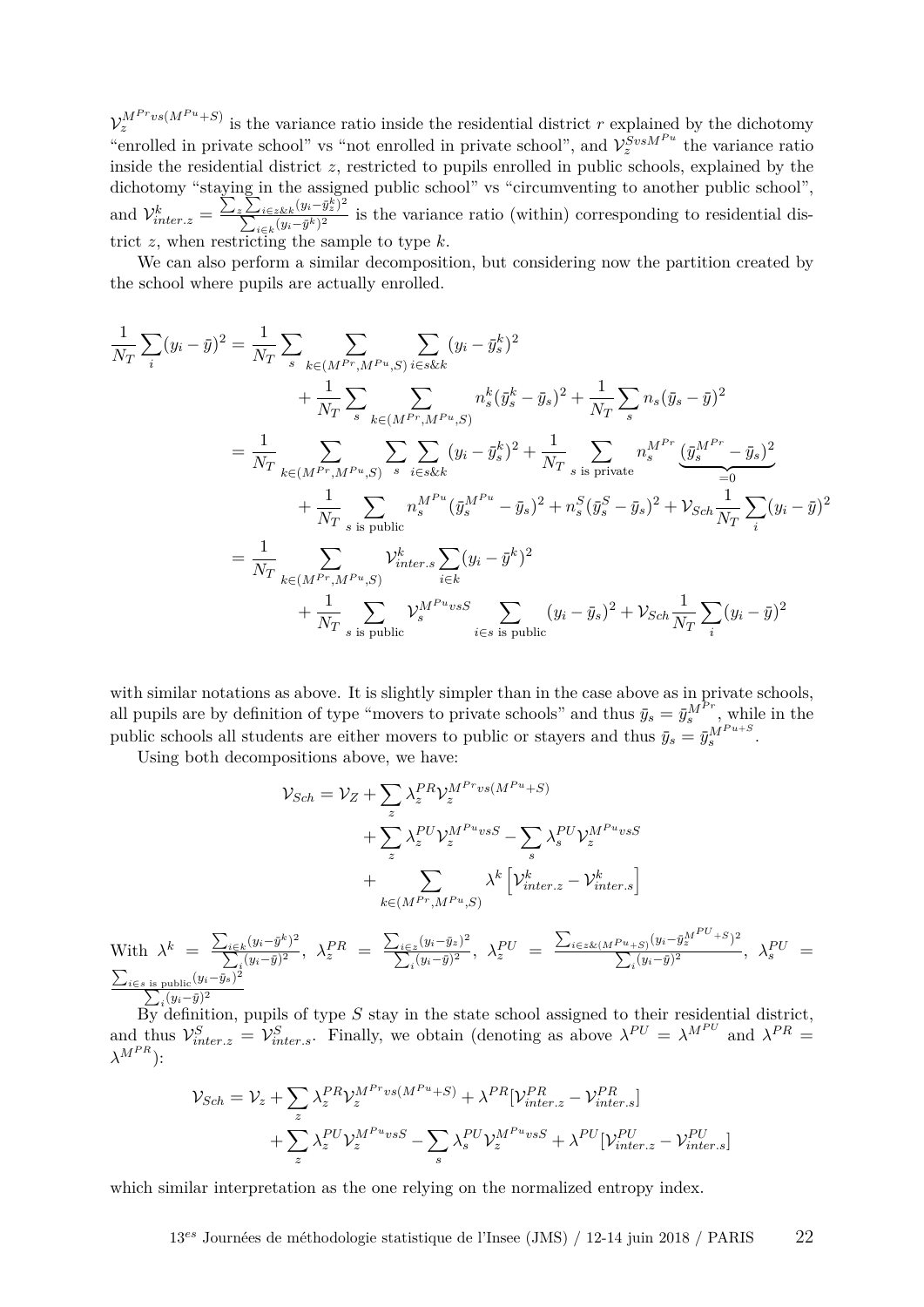$\mathcal{V}_z^{M^{Pr}vs(M^{Pu}+S)}$ is the variance ratio inside the residential district $r$ explained by the dichotomy "enrolled in private school" vs "not enrolled in private school", and $\mathcal{V}_z^{SvsM^{Pu}}$ the variance ratio inside the residential district $z$, restricted to pupils enrolled in public schools, explained by the dichotomy "staying in the assigned public school" vs "circumventing to another public school", and $\mathcal{V}_{inter.z}^k = \frac{\sum_z \sum_{i \in z \& k}(y_i - \bar{y}_z^k)^2}{\sum_{i \in k}(y_i - \bar{y}^k)^2}$ is the variance ratio (within) corresponding to residential district $z$, when restricting the sample to type $k$.

We can also perform a similar decomposition, but considering now the partition created by the school where pupils are actually enrolled.

$$
\begin{aligned}
\frac{1}{N_T}\sum_i (y_i - \bar{y})^2 &= \frac{1}{N_T}\sum_s \sum_{k \in (M^{Pr}, M^{Pu}, S)} \sum_{i \in s \& k} (y_i - \bar{y}_s^k)^2 \\
&\quad + \frac{1}{N_T}\sum_s \sum_{k \in (M^{Pr}, M^{Pu}, S)} n_s^k (\bar{y}_s^k - \bar{y}_s)^2 + \frac{1}{N_T}\sum_s n_s (\bar{y}_s - \bar{y})^2 \\
&= \frac{1}{N_T}\sum_{k \in (M^{Pr}, M^{Pu}, S)} \sum_s \sum_{i \in s \& k} (y_i - \bar{y}_s^k)^2 + \frac{1}{N_T}\sum_{s \text{ is private}} n_s^{M^{Pr}} \underbrace{(\bar{y}_s^{M^{Pr}} - \bar{y}_s)^2}_{=0} \\
&\quad + \frac{1}{N_T}\sum_{s \text{ is public}} n_s^{M^{Pu}} (\bar{y}_s^{M^{Pu}} - \bar{y}_s)^2 + n_s^S (\bar{y}_s^S - \bar{y}_s)^2 + \mathcal{V}_{Sch}\frac{1}{N_T}\sum_i (y_i - \bar{y})^2 \\
&= \frac{1}{N_T}\sum_{k \in (M^{Pr}, M^{Pu}, S)} \mathcal{V}_{inter.s}^k \sum_{i \in k} (y_i - \bar{y}^k)^2 \\
&\quad + \frac{1}{N_T}\sum_{s \text{ is public}} \mathcal{V}_s^{M^{Pu}vsS} \sum_{i \in s \text{ is public}} (y_i - \bar{y}_s)^2 + \mathcal{V}_{Sch}\frac{1}{N_T}\sum_i (y_i - \bar{y})^2
\end{aligned}
$$

with similar notations as above. It is slightly simpler than in the case above as in private schools, all pupils are by definition of type "movers to private schools" and thus $\bar{y}_s = \bar{y}_s^{M^{Pr}}$, while in the public schools all students are either movers to public or stayers and thus $\bar{y}_s = \bar{y}_s^{M^{Pu+S}}$.

Using both decompositions above, we have:

$$
\begin{aligned}
\mathcal{V}_{Sch} = \mathcal{V}_Z &+ \sum_z \lambda_z^{PR} \mathcal{V}_z^{M^{Pr}vs(M^{Pu}+S)} \\
&+ \sum_z \lambda_z^{PU} \mathcal{V}_z^{M^{Pu}vsS} - \sum_s \lambda_s^{PU} \mathcal{V}_z^{M^{Pu}vsS} \\
&+ \sum_{k \in (M^{Pr}, M^{Pu}, S)} \lambda^k \left[\mathcal{V}_{inter.z}^k - \mathcal{V}_{inter.s}^k\right]
\end{aligned}
$$

With $\lambda^k = \frac{\sum_{i \in k}(y_i - \bar{y}^k)^2}{\sum_i (y_i - \bar{y})^2}$, $\lambda_z^{PR} = \frac{\sum_{i \in z}(y_i - \bar{y}_z)^2}{\sum_i (y_i - \bar{y})^2}$, $\lambda_z^{PU} = \frac{\sum_{i \in z \& (M^{Pu}+S)}(y_i - \bar{y}_z^{M^{PU}+S})^2}{\sum_i (y_i - \bar{y})^2}$, $\lambda_s^{PU} = \frac{\sum_{i \in s \text{ is public}}(y_i - \bar{y}_s)^2}{\sum_i (y_i - \bar{y})^2}$

By definition, pupils of type $S$ stay in the state school assigned to their residential district, and thus $\mathcal{V}_{inter.z}^S = \mathcal{V}_{inter.s}^S$. Finally, we obtain (denoting as above $\lambda^{PU} = \lambda^{M^{PU}}$ and $\lambda^{PR} = \lambda^{M^{PR}}$):

$$
\begin{aligned}
\mathcal{V}_{Sch} = \mathcal{V}_z &+ \sum_z \lambda_z^{PR} \mathcal{V}_z^{M^{Pr}vs(M^{Pu}+S)} + \lambda^{PR}[\mathcal{V}_{inter.z}^{PR} - \mathcal{V}_{inter.s}^{PR}] \\
&+ \sum_z \lambda_z^{PU} \mathcal{V}_z^{M^{Pu}vsS} - \sum_s \lambda_s^{PU} \mathcal{V}_z^{M^{Pu}vsS} + \lambda^{PU}[\mathcal{V}_{inter.z}^{PU} - \mathcal{V}_{inter.s}^{PU}]
\end{aligned}
$$

which similar interpretation as the one relying on the normalized entropy index.